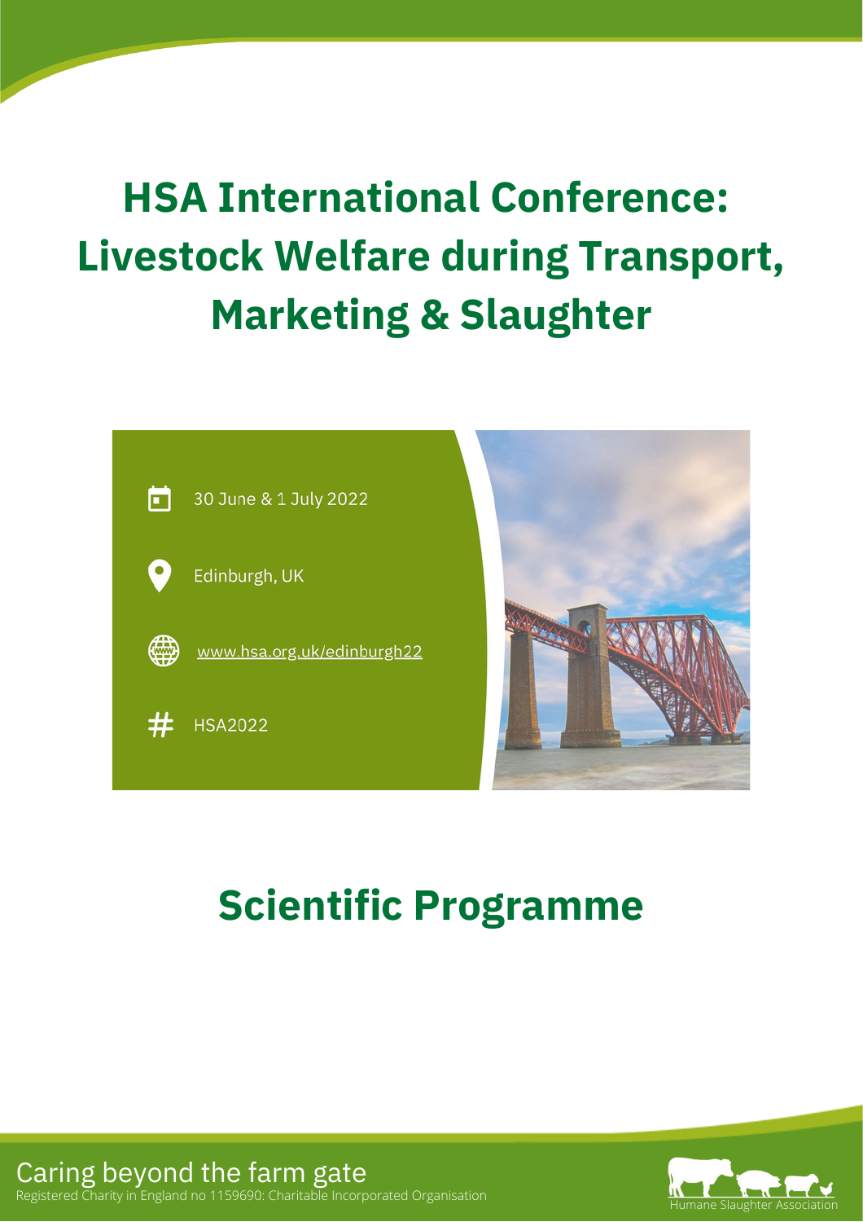# HSA International Conference: Livestock Welfare during Transport, Marketing & Slaughter

30 June & 1 July 2022

Edinburgh, UK

www.hsa.org.uk/edinburgh22

HSA2022

# Scientific Programme

Caring beyond the farm gate

Registered Charity in England no 1159690: Charitable Incorporated Organisation

Humane Slaughter Association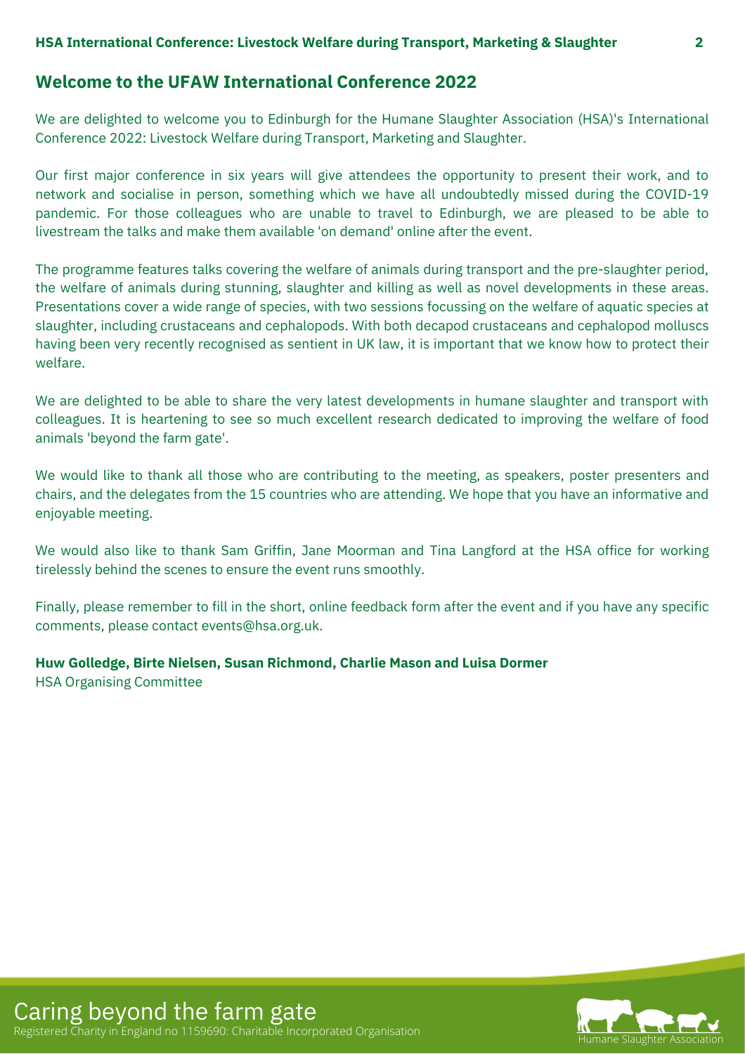## Welcome to the UFAW International Conference 2022

We are delighted to welcome you to Edinburgh for the Humane Slaughter Association (HSA)'s International Conference 2022: Livestock Welfare during Transport, Marketing and Slaughter.

Our first major conference in six years will give attendees the opportunity to present their work, and to network and socialise in person, something which we have all undoubtedly missed during the COVID-19 pandemic. For those colleagues who are unable to travel to Edinburgh, we are pleased to be able to livestream the talks and make them available 'on demand' online after the event.

The programme features talks covering the welfare of animals during transport and the pre-slaughter period, the welfare of animals during stunning, slaughter and killing as well as novel developments in these areas. Presentations cover a wide range of species, with two sessions focussing on the welfare of aquatic species at slaughter, including crustaceans and cephalopods. With both decapod crustaceans and cephalopod molluscs having been very recently recognised as sentient in UK law, it is important that we know how to protect their welfare.

We are delighted to be able to share the very latest developments in humane slaughter and transport with colleagues. It is heartening to see so much excellent research dedicated to improving the welfare of food animals 'beyond the farm gate'.

We would like to thank all those who are contributing to the meeting, as speakers, poster presenters and chairs, and the delegates from the 15 countries who are attending. We hope that you have an informative and enjoyable meeting.

We would also like to thank Sam Griffin, Jane Moorman and Tina Langford at the HSA office for working tirelessly behind the scenes to ensure the event runs smoothly.

Finally, please remember to fill in the short, online feedback form after the event and if you have any specific comments, please contact events@hsa.org.uk.

**Huw Golledge, Birte Nielsen, Susan Richmond, Charlie Mason and Luisa Dormer**
HSA Organising Committee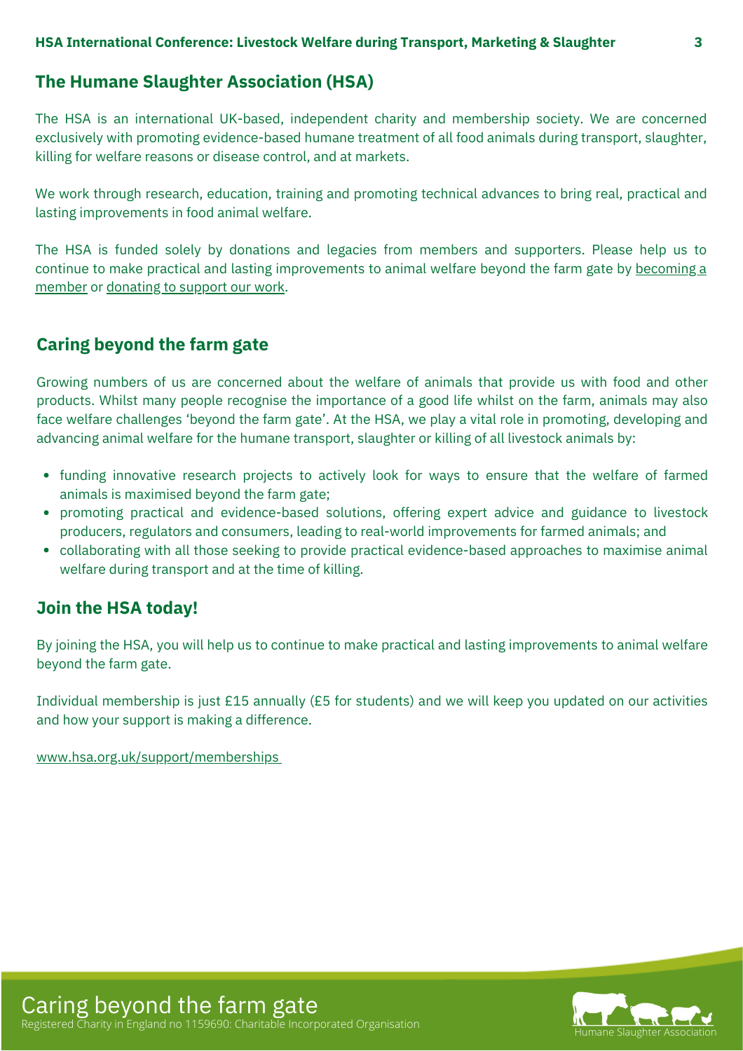## The Humane Slaughter Association (HSA)

The HSA is an international UK-based, independent charity and membership society. We are concerned exclusively with promoting evidence-based humane treatment of all food animals during transport, slaughter, killing for welfare reasons or disease control, and at markets.

We work through research, education, training and promoting technical advances to bring real, practical and lasting improvements in food animal welfare.

The HSA is funded solely by donations and legacies from members and supporters. Please help us to continue to make practical and lasting improvements to animal welfare beyond the farm gate by becoming a member or donating to support our work.

## Caring beyond the farm gate

Growing numbers of us are concerned about the welfare of animals that provide us with food and other products. Whilst many people recognise the importance of a good life whilst on the farm, animals may also face welfare challenges 'beyond the farm gate'. At the HSA, we play a vital role in promoting, developing and advancing animal welfare for the humane transport, slaughter or killing of all livestock animals by:

- funding innovative research projects to actively look for ways to ensure that the welfare of farmed animals is maximised beyond the farm gate;
- promoting practical and evidence-based solutions, offering expert advice and guidance to livestock producers, regulators and consumers, leading to real-world improvements for farmed animals; and
- collaborating with all those seeking to provide practical evidence-based approaches to maximise animal welfare during transport and at the time of killing.

## Join the HSA today!

By joining the HSA, you will help us to continue to make practical and lasting improvements to animal welfare beyond the farm gate.

Individual membership is just £15 annually (£5 for students) and we will keep you updated on our activities and how your support is making a difference.

www.hsa.org.uk/support/memberships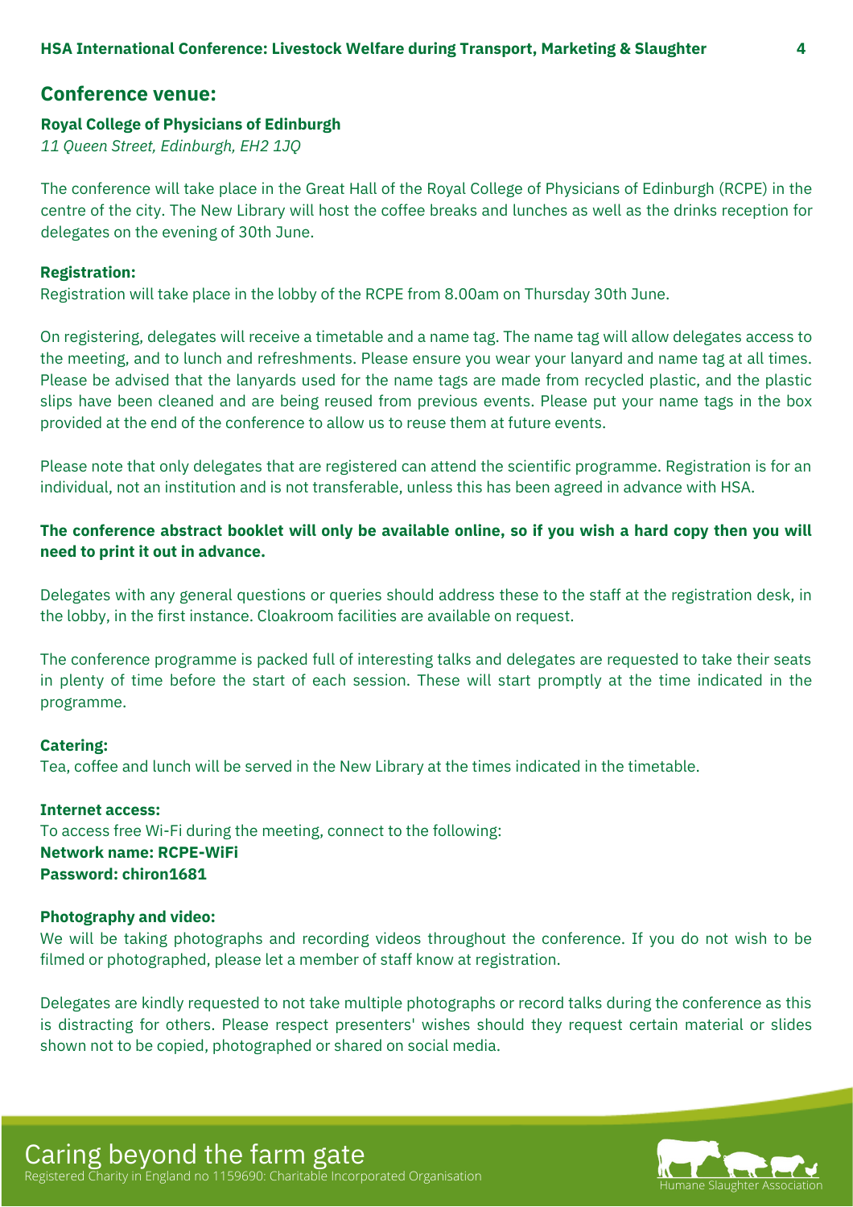## Conference venue:

**Royal College of Physicians of Edinburgh**
*11 Queen Street, Edinburgh, EH2 1JQ*

The conference will take place in the Great Hall of the Royal College of Physicians of Edinburgh (RCPE) in the centre of the city. The New Library will host the coffee breaks and lunches as well as the drinks reception for delegates on the evening of 30th June.

**Registration:**
Registration will take place in the lobby of the RCPE from 8.00am on Thursday 30th June.

On registering, delegates will receive a timetable and a name tag. The name tag will allow delegates access to the meeting, and to lunch and refreshments. Please ensure you wear your lanyard and name tag at all times. Please be advised that the lanyards used for the name tags are made from recycled plastic, and the plastic slips have been cleaned and are being reused from previous events. Please put your name tags in the box provided at the end of the conference to allow us to reuse them at future events.

Please note that only delegates that are registered can attend the scientific programme. Registration is for an individual, not an institution and is not transferable, unless this has been agreed in advance with HSA.

**The conference abstract booklet will only be available online, so if you wish a hard copy then you will need to print it out in advance.**

Delegates with any general questions or queries should address these to the staff at the registration desk, in the lobby, in the first instance. Cloakroom facilities are available on request.

The conference programme is packed full of interesting talks and delegates are requested to take their seats in plenty of time before the start of each session. These will start promptly at the time indicated in the programme.

**Catering:**
Tea, coffee and lunch will be served in the New Library at the times indicated in the timetable.

**Internet access:**
To access free Wi-Fi during the meeting, connect to the following:
**Network name: RCPE-WiFi**
**Password: chiron1681**

**Photography and video:**
We will be taking photographs and recording videos throughout the conference. If you do not wish to be filmed or photographed, please let a member of staff know at registration.

Delegates are kindly requested to not take multiple photographs or record talks during the conference as this is distracting for others. Please respect presenters' wishes should they request certain material or slides shown not to be copied, photographed or shared on social media.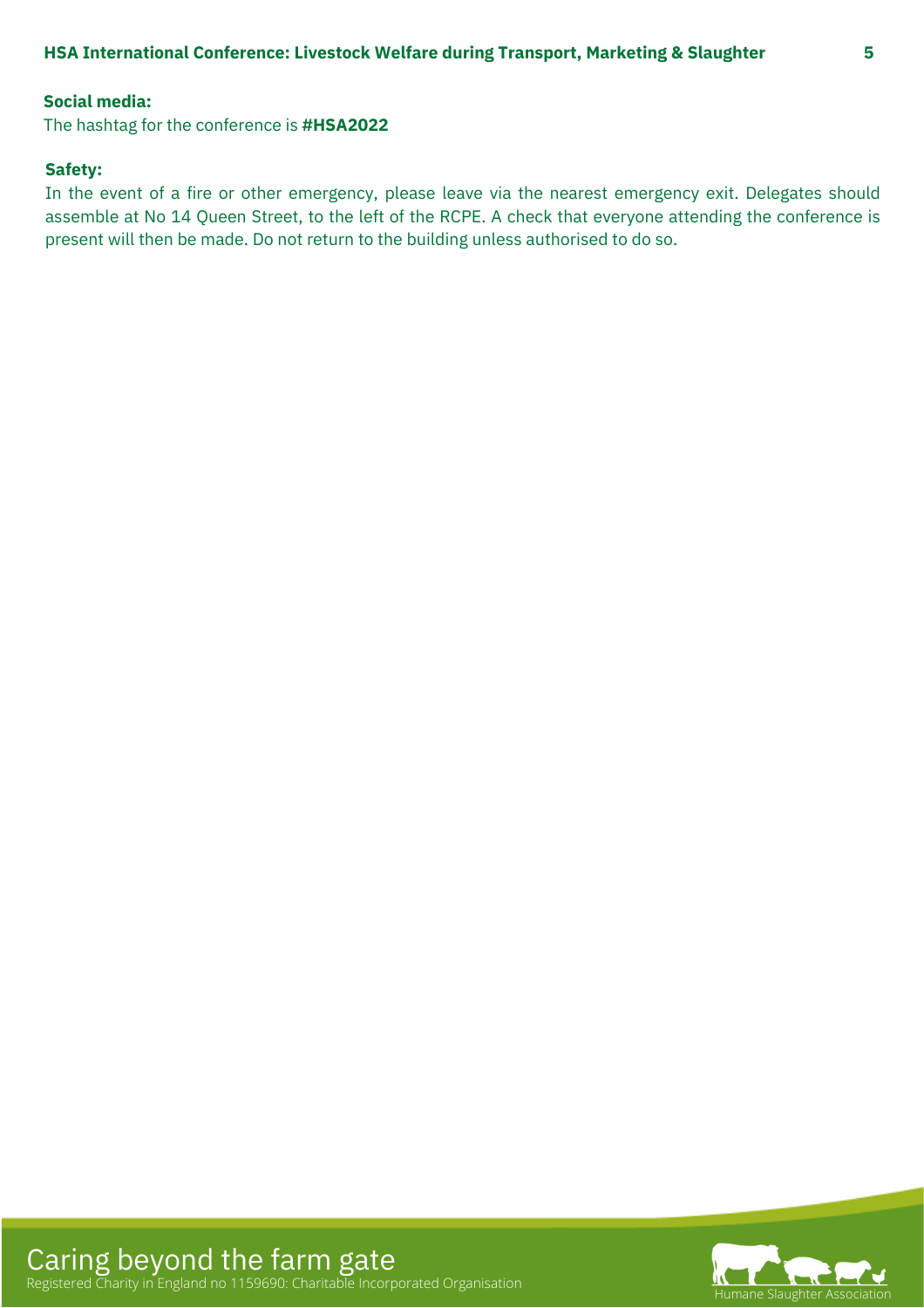**Social media:**

The hashtag for the conference is **#HSA2022**

**Safety:**

In the event of a fire or other emergency, please leave via the nearest emergency exit. Delegates should assemble at No 14 Queen Street, to the left of the RCPE. A check that everyone attending the conference is present will then be made. Do not return to the building unless authorised to do so.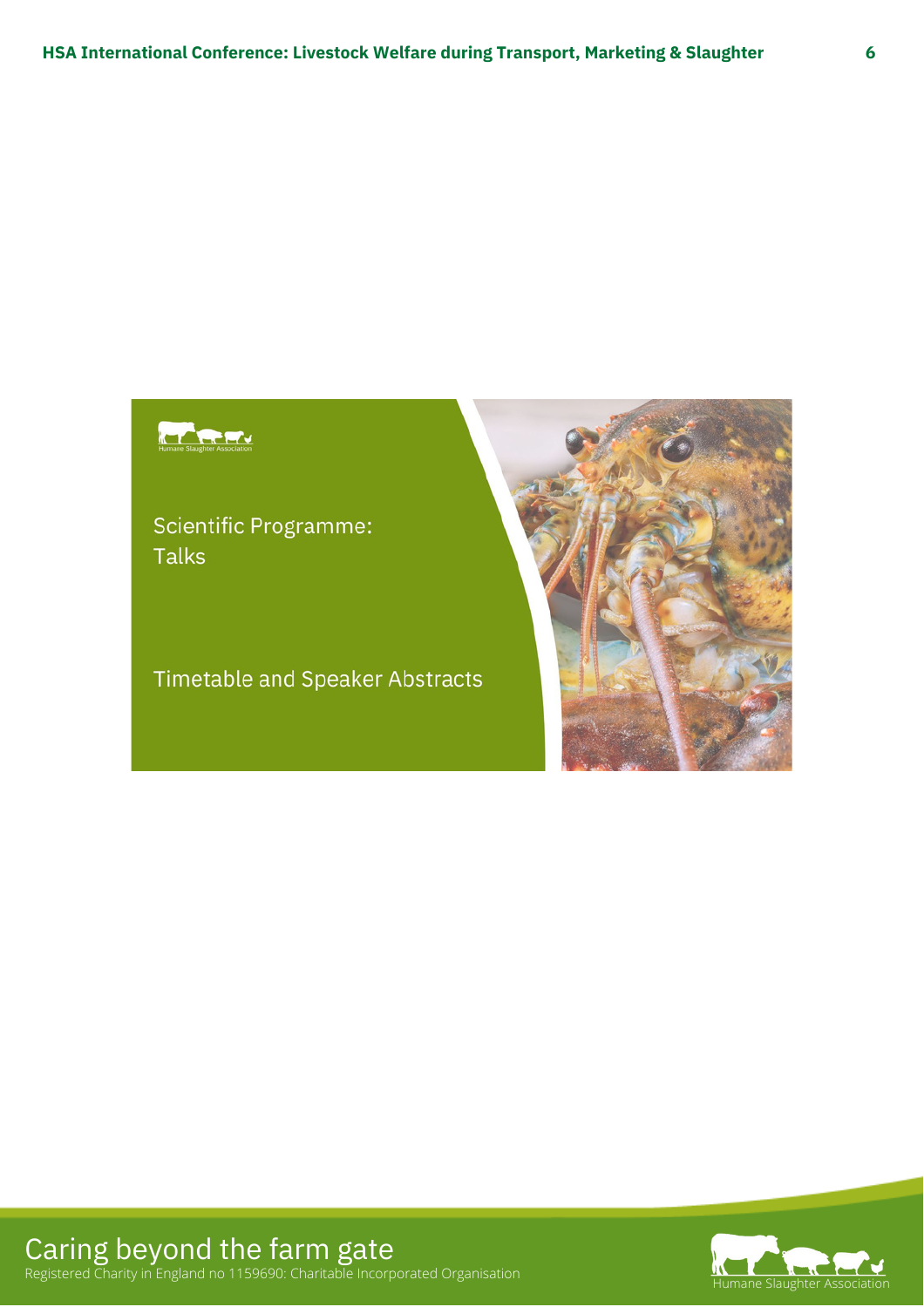# Scientific Programme: Talks

## Timetable and Speaker Abstracts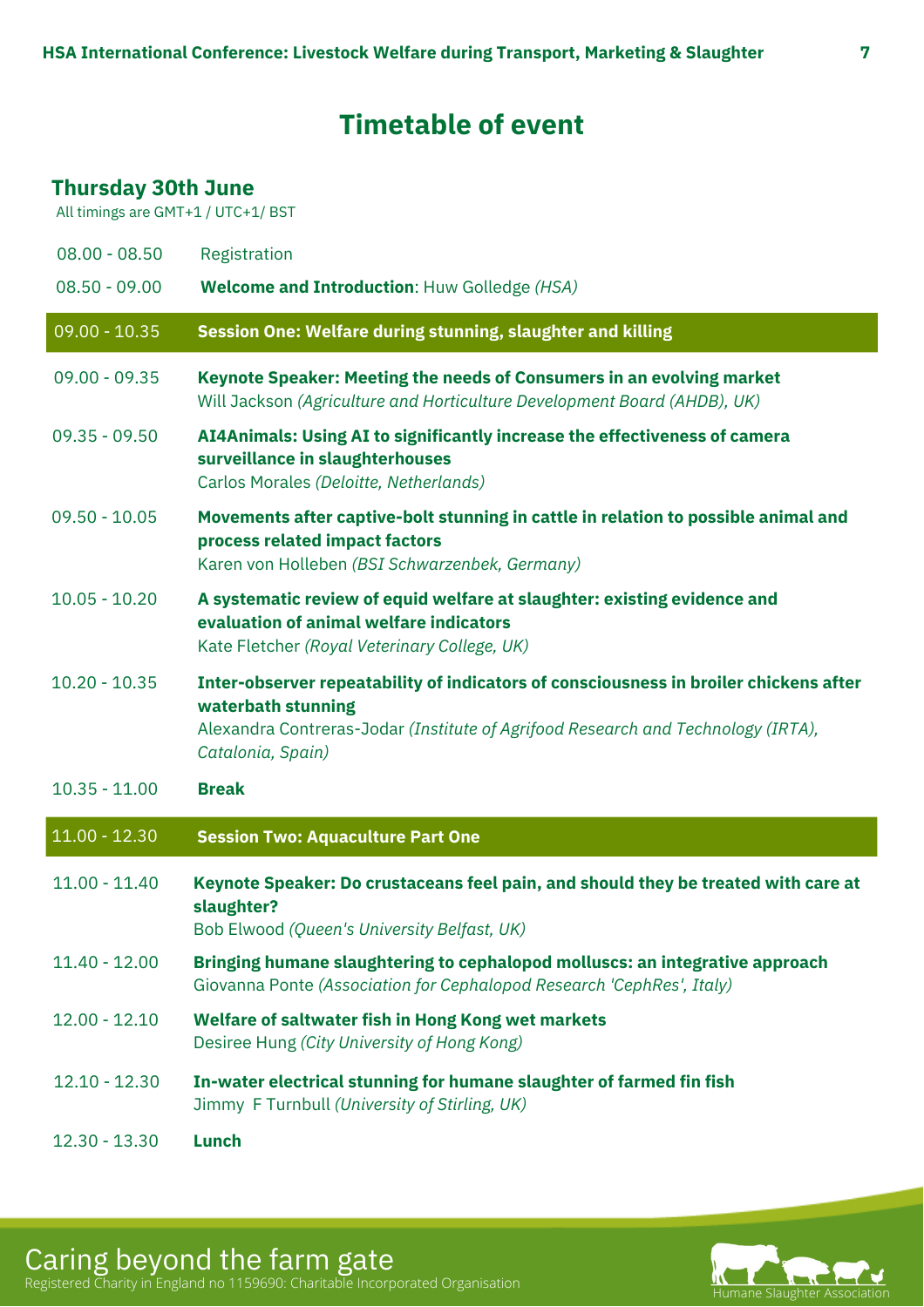# Timetable of event

## Thursday 30th June

All timings are GMT+1 / UTC+1/ BST

| Time | Event |
| --- | --- |
| 08.00 - 08.50 | Registration |
| 08.50 - 09.00 | **Welcome and Introduction**: Huw Golledge *(HSA)* |
| 09.00 - 10.35 | **Session One: Welfare during stunning, slaughter and killing** |
| 09.00 - 09.35 | **Keynote Speaker: Meeting the needs of Consumers in an evolving market** Will Jackson *(Agriculture and Horticulture Development Board (AHDB), UK)* |
| 09.35 - 09.50 | **AI4Animals: Using AI to significantly increase the effectiveness of camera surveillance in slaughterhouses** Carlos Morales *(Deloitte, Netherlands)* |
| 09.50 - 10.05 | **Movements after captive-bolt stunning in cattle in relation to possible animal and process related impact factors** Karen von Holleben *(BSI Schwarzenbek, Germany)* |
| 10.05 - 10.20 | **A systematic review of equid welfare at slaughter: existing evidence and evaluation of animal welfare indicators** Kate Fletcher *(Royal Veterinary College, UK)* |
| 10.20 - 10.35 | **Inter-observer repeatability of indicators of consciousness in broiler chickens after waterbath stunning** Alexandra Contreras-Jodar *(Institute of Agrifood Research and Technology (IRTA), Catalonia, Spain)* |
| 10.35 - 11.00 | **Break** |
| 11.00 - 12.30 | **Session Two: Aquaculture Part One** |
| 11.00 - 11.40 | **Keynote Speaker: Do crustaceans feel pain, and should they be treated with care at slaughter?** Bob Elwood *(Queen's University Belfast, UK)* |
| 11.40 - 12.00 | **Bringing humane slaughtering to cephalopod molluscs: an integrative approach** Giovanna Ponte *(Association for Cephalopod Research 'CephRes', Italy)* |
| 12.00 - 12.10 | **Welfare of saltwater fish in Hong Kong wet markets** Desiree Hung *(City University of Hong Kong)* |
| 12.10 - 12.30 | **In-water electrical stunning for humane slaughter of farmed fin fish** Jimmy F Turnbull *(University of Stirling, UK)* |
| 12.30 - 13.30 | **Lunch** |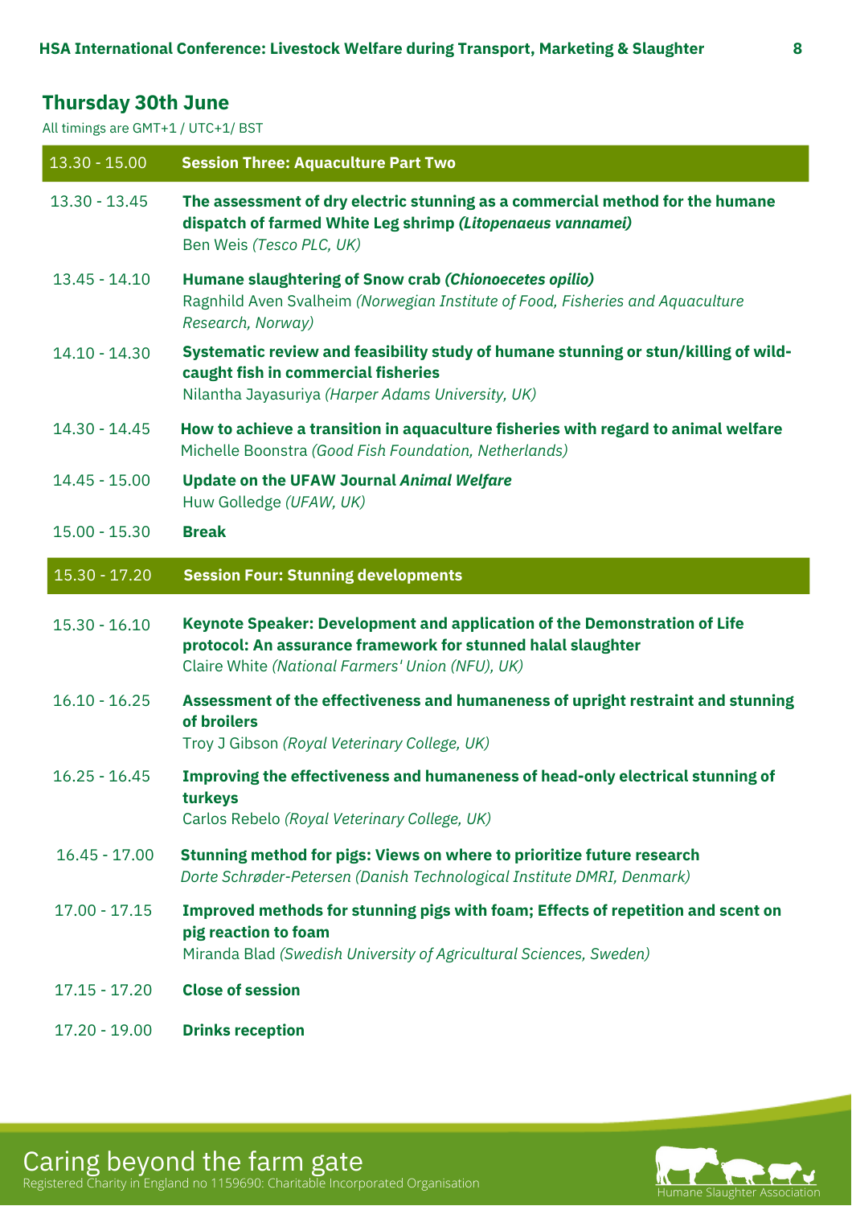## Thursday 30th June

All timings are GMT+1 / UTC+1/ BST

| | |
|---|---|
| 13.30 - 15.00 | **Session Three: Aquaculture Part Two** |
| 13.30 - 13.45 | **The assessment of dry electric stunning as a commercial method for the humane dispatch of farmed White Leg shrimp *(Litopenaeus vannamei)***<br>Ben Weis *(Tesco PLC, UK)* |
| 13.45 - 14.10 | **Humane slaughtering of Snow crab *(Chionoecetes opilio)***<br>Ragnhild Aven Svalheim *(Norwegian Institute of Food, Fisheries and Aquaculture Research, Norway)* |
| 14.10 - 14.30 | **Systematic review and feasibility study of humane stunning or stun/killing of wild-caught fish in commercial fisheries**<br>Nilantha Jayasuriya *(Harper Adams University, UK)* |
| 14.30 - 14.45 | **How to achieve a transition in aquaculture fisheries with regard to animal welfare**<br>Michelle Boonstra *(Good Fish Foundation, Netherlands)* |
| 14.45 - 15.00 | **Update on the UFAW Journal *Animal Welfare***<br>Huw Golledge *(UFAW, UK)* |
| 15.00 - 15.30 | **Break** |
| 15.30 - 17.20 | **Session Four: Stunning developments** |
| 15.30 - 16.10 | **Keynote Speaker: Development and application of the Demonstration of Life protocol: An assurance framework for stunned halal slaughter**<br>Claire White *(National Farmers' Union (NFU), UK)* |
| 16.10 - 16.25 | **Assessment of the effectiveness and humaneness of upright restraint and stunning of broilers**<br>Troy J Gibson *(Royal Veterinary College, UK)* |
| 16.25 - 16.45 | **Improving the effectiveness and humaneness of head-only electrical stunning of turkeys**<br>Carlos Rebelo *(Royal Veterinary College, UK)* |
| 16.45 - 17.00 | **Stunning method for pigs: Views on where to prioritize future research**<br>*Dorte Schrøder-Petersen (Danish Technological Institute DMRI, Denmark)* |
| 17.00 - 17.15 | **Improved methods for stunning pigs with foam; Effects of repetition and scent on pig reaction to foam**<br>Miranda Blad *(Swedish University of Agricultural Sciences, Sweden)* |
| 17.15 - 17.20 | **Close of session** |
| 17.20 - 19.00 | **Drinks reception** |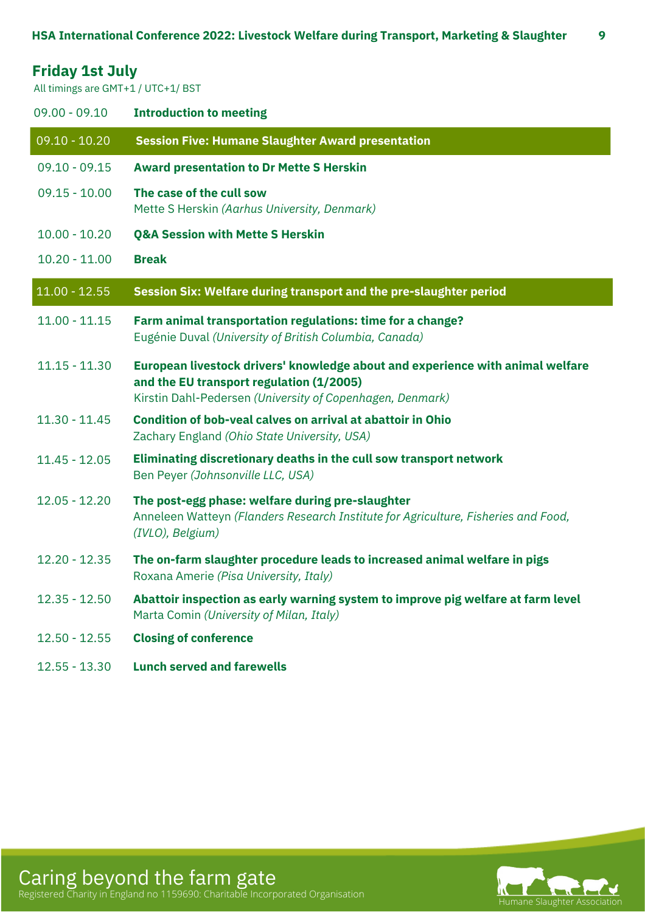## Friday 1st July

All timings are GMT+1 / UTC+1/ BST

| Time | Programme |
|---|---|
| 09.00 - 09.10 | **Introduction to meeting** |
| **09.10 - 10.20** | **Session Five: Humane Slaughter Award presentation** |
| 09.10 - 09.15 | **Award presentation to Dr Mette S Herskin** |
| 09.15 - 10.00 | **The case of the cull sow**<br>Mette S Herskin *(Aarhus University, Denmark)* |
| 10.00 - 10.20 | **Q&A Session with Mette S Herskin** |
| 10.20 - 11.00 | **Break** |
| **11.00 - 12.55** | **Session Six: Welfare during transport and the pre-slaughter period** |
| 11.00 - 11.15 | **Farm animal transportation regulations: time for a change?**<br>Eugénie Duval *(University of British Columbia, Canada)* |
| 11.15 - 11.30 | **European livestock drivers' knowledge about and experience with animal welfare and the EU transport regulation (1/2005)**<br>Kirstin Dahl-Pedersen *(University of Copenhagen, Denmark)* |
| 11.30 - 11.45 | **Condition of bob-veal calves on arrival at abattoir in Ohio**<br>Zachary England *(Ohio State University, USA)* |
| 11.45 - 12.05 | **Eliminating discretionary deaths in the cull sow transport network**<br>Ben Peyer *(Johnsonville LLC, USA)* |
| 12.05 - 12.20 | **The post-egg phase: welfare during pre-slaughter**<br>Anneleen Watteyn *(Flanders Research Institute for Agriculture, Fisheries and Food, (IVLO), Belgium)* |
| 12.20 - 12.35 | **The on-farm slaughter procedure leads to increased animal welfare in pigs**<br>Roxana Amerie *(Pisa University, Italy)* |
| 12.35 - 12.50 | **Abattoir inspection as early warning system to improve pig welfare at farm level**<br>Marta Comin *(University of Milan, Italy)* |
| 12.50 - 12.55 | **Closing of conference** |
| 12.55 - 13.30 | **Lunch served and farewells** |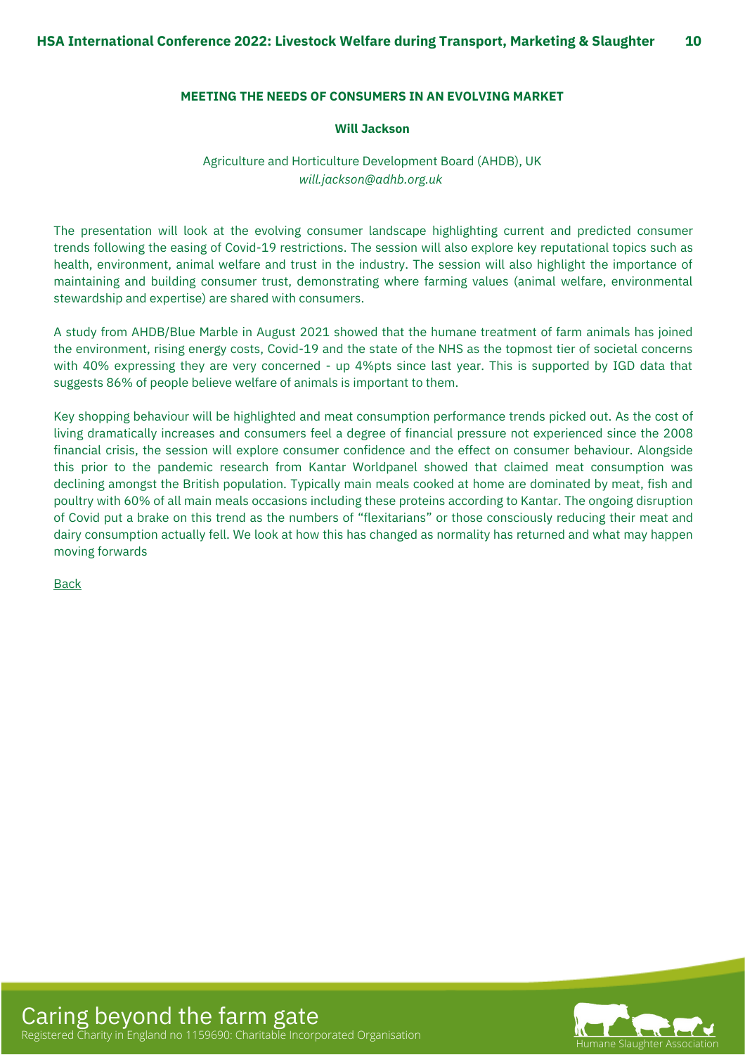**MEETING THE NEEDS OF CONSUMERS IN AN EVOLVING MARKET**

**Will Jackson**

Agriculture and Horticulture Development Board (AHDB), UK
*will.jackson@adhb.org.uk*

The presentation will look at the evolving consumer landscape highlighting current and predicted consumer trends following the easing of Covid-19 restrictions. The session will also explore key reputational topics such as health, environment, animal welfare and trust in the industry. The session will also highlight the importance of maintaining and building consumer trust, demonstrating where farming values (animal welfare, environmental stewardship and expertise) are shared with consumers.

A study from AHDB/Blue Marble in August 2021 showed that the humane treatment of farm animals has joined the environment, rising energy costs, Covid-19 and the state of the NHS as the topmost tier of societal concerns with 40% expressing they are very concerned - up 4%pts since last year. This is supported by IGD data that suggests 86% of people believe welfare of animals is important to them.

Key shopping behaviour will be highlighted and meat consumption performance trends picked out. As the cost of living dramatically increases and consumers feel a degree of financial pressure not experienced since the 2008 financial crisis, the session will explore consumer confidence and the effect on consumer behaviour. Alongside this prior to the pandemic research from Kantar Worldpanel showed that claimed meat consumption was declining amongst the British population. Typically main meals cooked at home are dominated by meat, fish and poultry with 60% of all main meals occasions including these proteins according to Kantar. The ongoing disruption of Covid put a brake on this trend as the numbers of "flexitarians" or those consciously reducing their meat and dairy consumption actually fell. We look at how this has changed as normality has returned and what may happen moving forwards

Back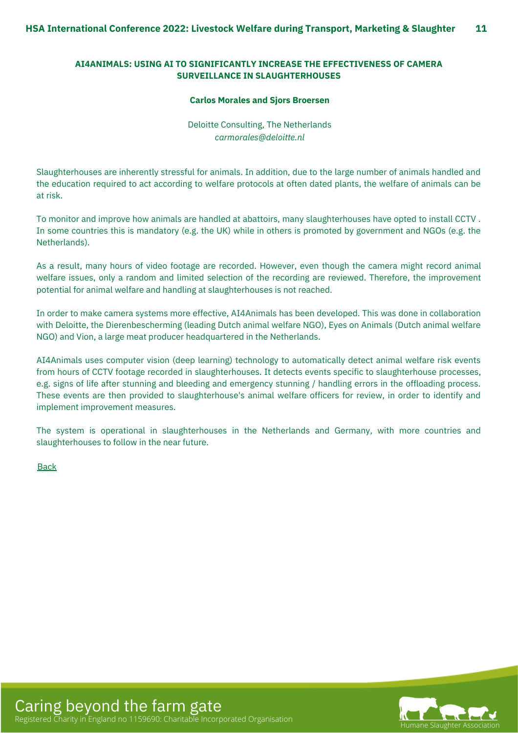## AI4ANIMALS: USING AI TO SIGNIFICANTLY INCREASE THE EFFECTIVENESS OF CAMERA SURVEILLANCE IN SLAUGHTERHOUSES

**Carlos Morales and Sjors Broersen**

Deloitte Consulting, The Netherlands
*carmorales@deloitte.nl*

Slaughterhouses are inherently stressful for animals. In addition, due to the large number of animals handled and the education required to act according to welfare protocols at often dated plants, the welfare of animals can be at risk.

To monitor and improve how animals are handled at abattoirs, many slaughterhouses have opted to install CCTV . In some countries this is mandatory (e.g. the UK) while in others is promoted by government and NGOs (e.g. the Netherlands).

As a result, many hours of video footage are recorded. However, even though the camera might record animal welfare issues, only a random and limited selection of the recording are reviewed. Therefore, the improvement potential for animal welfare and handling at slaughterhouses is not reached.

In order to make camera systems more effective, AI4Animals has been developed. This was done in collaboration with Deloitte, the Dierenbescherming (leading Dutch animal welfare NGO), Eyes on Animals (Dutch animal welfare NGO) and Vion, a large meat producer headquartered in the Netherlands.

AI4Animals uses computer vision (deep learning) technology to automatically detect animal welfare risk events from hours of CCTV footage recorded in slaughterhouses. It detects events specific to slaughterhouse processes, e.g. signs of life after stunning and bleeding and emergency stunning / handling errors in the offloading process. These events are then provided to slaughterhouse's animal welfare officers for review, in order to identify and implement improvement measures.

The system is operational in slaughterhouses in the Netherlands and Germany, with more countries and slaughterhouses to follow in the near future.

Back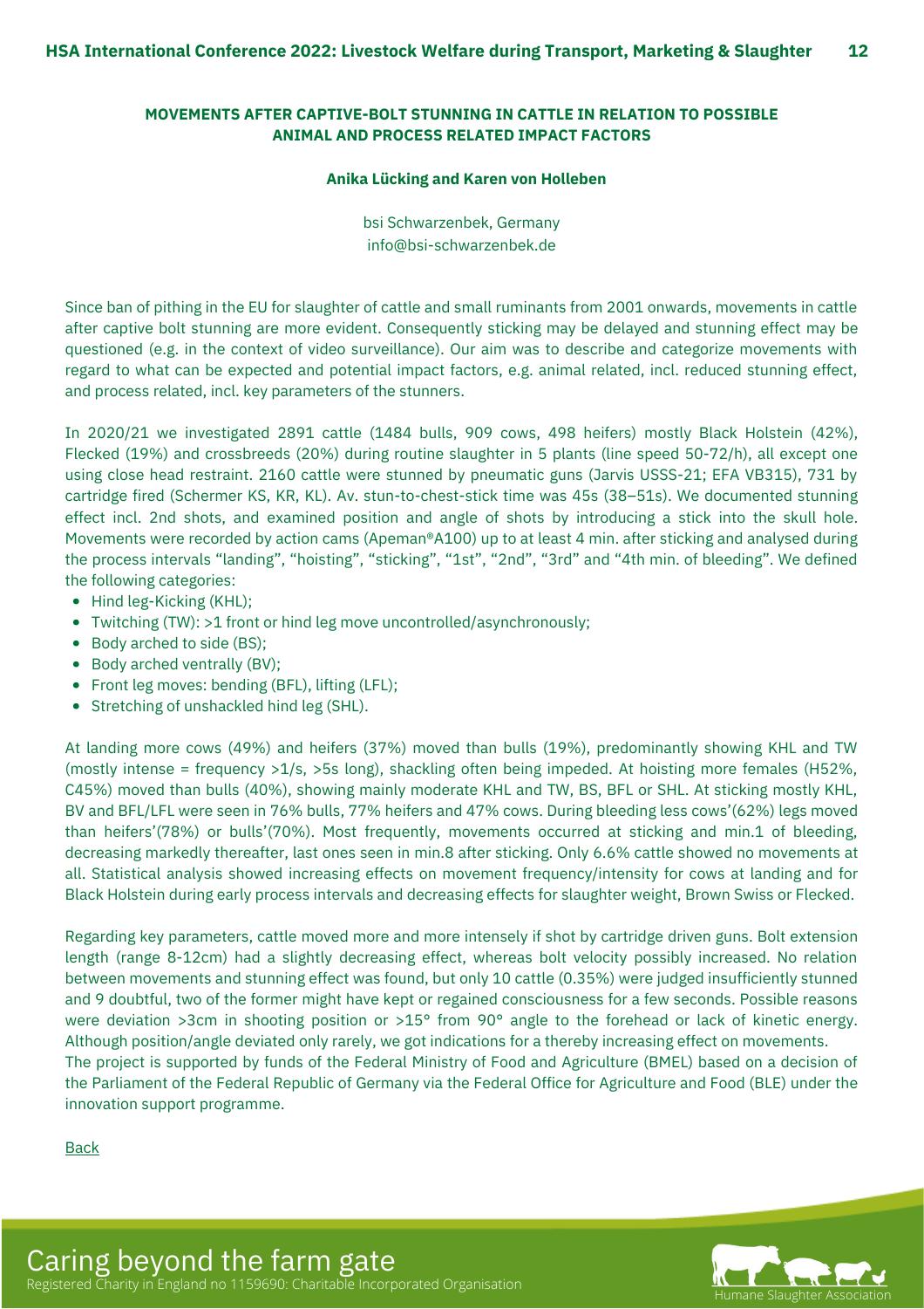## MOVEMENTS AFTER CAPTIVE-BOLT STUNNING IN CATTLE IN RELATION TO POSSIBLE ANIMAL AND PROCESS RELATED IMPACT FACTORS

**Anika Lücking and Karen von Holleben**

bsi Schwarzenbek, Germany
info@bsi-schwarzenbek.de

Since ban of pithing in the EU for slaughter of cattle and small ruminants from 2001 onwards, movements in cattle after captive bolt stunning are more evident. Consequently sticking may be delayed and stunning effect may be questioned (e.g. in the context of video surveillance). Our aim was to describe and categorize movements with regard to what can be expected and potential impact factors, e.g. animal related, incl. reduced stunning effect, and process related, incl. key parameters of the stunners.

In 2020/21 we investigated 2891 cattle (1484 bulls, 909 cows, 498 heifers) mostly Black Holstein (42%), Flecked (19%) and crossbreeds (20%) during routine slaughter in 5 plants (line speed 50-72/h), all except one using close head restraint. 2160 cattle were stunned by pneumatic guns (Jarvis USSS-21; EFA VB315), 731 by cartridge fired (Schermer KS, KR, KL). Av. stun-to-chest-stick time was 45s (38–51s). We documented stunning effect incl. 2nd shots, and examined position and angle of shots by introducing a stick into the skull hole. Movements were recorded by action cams (Apeman®A100) up to at least 4 min. after sticking and analysed during the process intervals "landing", "hoisting", "sticking", "1st", "2nd", "3rd" and "4th min. of bleeding". We defined the following categories:

- Hind leg-Kicking (KHL);
- Twitching (TW): >1 front or hind leg move uncontrolled/asynchronously;
- Body arched to side (BS);
- Body arched ventrally (BV);
- Front leg moves: bending (BFL), lifting (LFL);
- Stretching of unshackled hind leg (SHL).

At landing more cows (49%) and heifers (37%) moved than bulls (19%), predominantly showing KHL and TW (mostly intense = frequency >1/s, >5s long), shackling often being impeded. At hoisting more females (H52%, C45%) moved than bulls (40%), showing mainly moderate KHL and TW, BS, BFL or SHL. At sticking mostly KHL, BV and BFL/LFL were seen in 76% bulls, 77% heifers and 47% cows. During bleeding less cows'(62%) legs moved than heifers'(78%) or bulls'(70%). Most frequently, movements occurred at sticking and min.1 of bleeding, decreasing markedly thereafter, last ones seen in min.8 after sticking. Only 6.6% cattle showed no movements at all. Statistical analysis showed increasing effects on movement frequency/intensity for cows at landing and for Black Holstein during early process intervals and decreasing effects for slaughter weight, Brown Swiss or Flecked.

Regarding key parameters, cattle moved more and more intensely if shot by cartridge driven guns. Bolt extension length (range 8-12cm) had a slightly decreasing effect, whereas bolt velocity possibly increased. No relation between movements and stunning effect was found, but only 10 cattle (0.35%) were judged insufficiently stunned and 9 doubtful, two of the former might have kept or regained consciousness for a few seconds. Possible reasons were deviation >3cm in shooting position or >15° from 90° angle to the forehead or lack of kinetic energy. Although position/angle deviated only rarely, we got indications for a thereby increasing effect on movements.
The project is supported by funds of the Federal Ministry of Food and Agriculture (BMEL) based on a decision of the Parliament of the Federal Republic of Germany via the Federal Office for Agriculture and Food (BLE) under the innovation support programme.

Back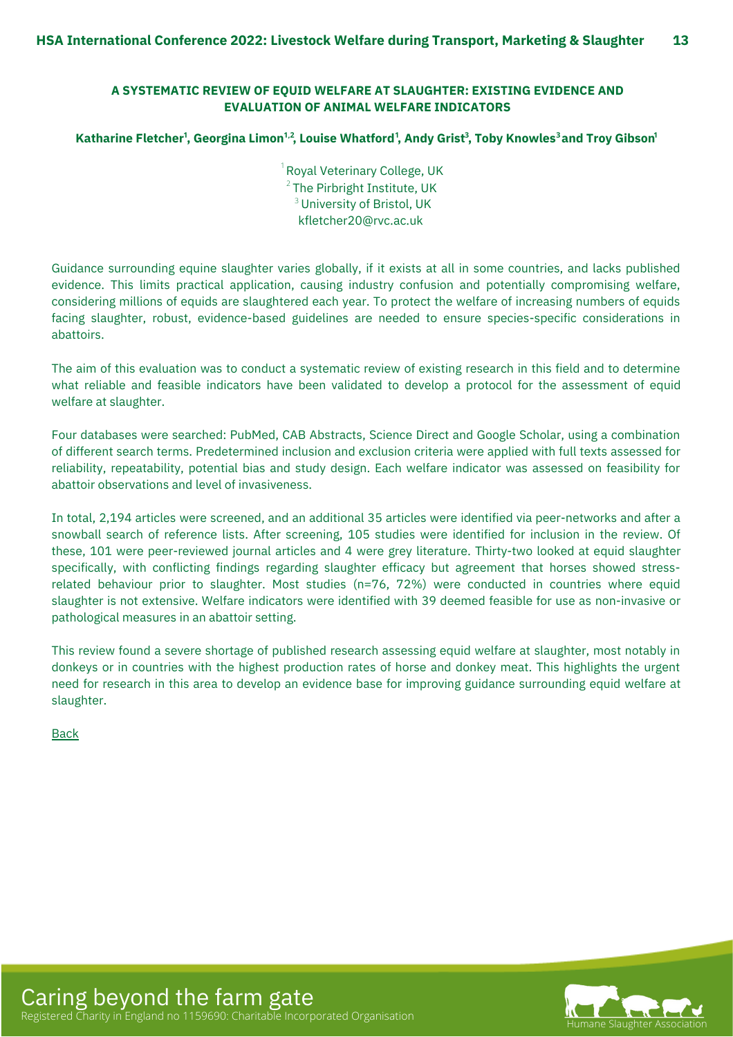## A SYSTEMATIC REVIEW OF EQUID WELFARE AT SLAUGHTER: EXISTING EVIDENCE AND EVALUATION OF ANIMAL WELFARE INDICATORS

**Katharine Fletcher[1], Georgina Limon[1,2], Louise Whatford[1], Andy Grist[3], Toby Knowles[3] and Troy Gibson[1]**

[1] Royal Veterinary College, UK
[2] The Pirbright Institute, UK
[3] University of Bristol, UK
kfletcher20@rvc.ac.uk

Guidance surrounding equine slaughter varies globally, if it exists at all in some countries, and lacks published evidence. This limits practical application, causing industry confusion and potentially compromising welfare, considering millions of equids are slaughtered each year. To protect the welfare of increasing numbers of equids facing slaughter, robust, evidence-based guidelines are needed to ensure species-specific considerations in abattoirs.

The aim of this evaluation was to conduct a systematic review of existing research in this field and to determine what reliable and feasible indicators have been validated to develop a protocol for the assessment of equid welfare at slaughter.

Four databases were searched: PubMed, CAB Abstracts, Science Direct and Google Scholar, using a combination of different search terms. Predetermined inclusion and exclusion criteria were applied with full texts assessed for reliability, repeatability, potential bias and study design. Each welfare indicator was assessed on feasibility for abattoir observations and level of invasiveness.

In total, 2,194 articles were screened, and an additional 35 articles were identified via peer-networks and after a snowball search of reference lists. After screening, 105 studies were identified for inclusion in the review. Of these, 101 were peer-reviewed journal articles and 4 were grey literature. Thirty-two looked at equid slaughter specifically, with conflicting findings regarding slaughter efficacy but agreement that horses showed stress-related behaviour prior to slaughter. Most studies (n=76, 72%) were conducted in countries where equid slaughter is not extensive. Welfare indicators were identified with 39 deemed feasible for use as non-invasive or pathological measures in an abattoir setting.

This review found a severe shortage of published research assessing equid welfare at slaughter, most notably in donkeys or in countries with the highest production rates of horse and donkey meat. This highlights the urgent need for research in this area to develop an evidence base for improving guidance surrounding equid welfare at slaughter.

Back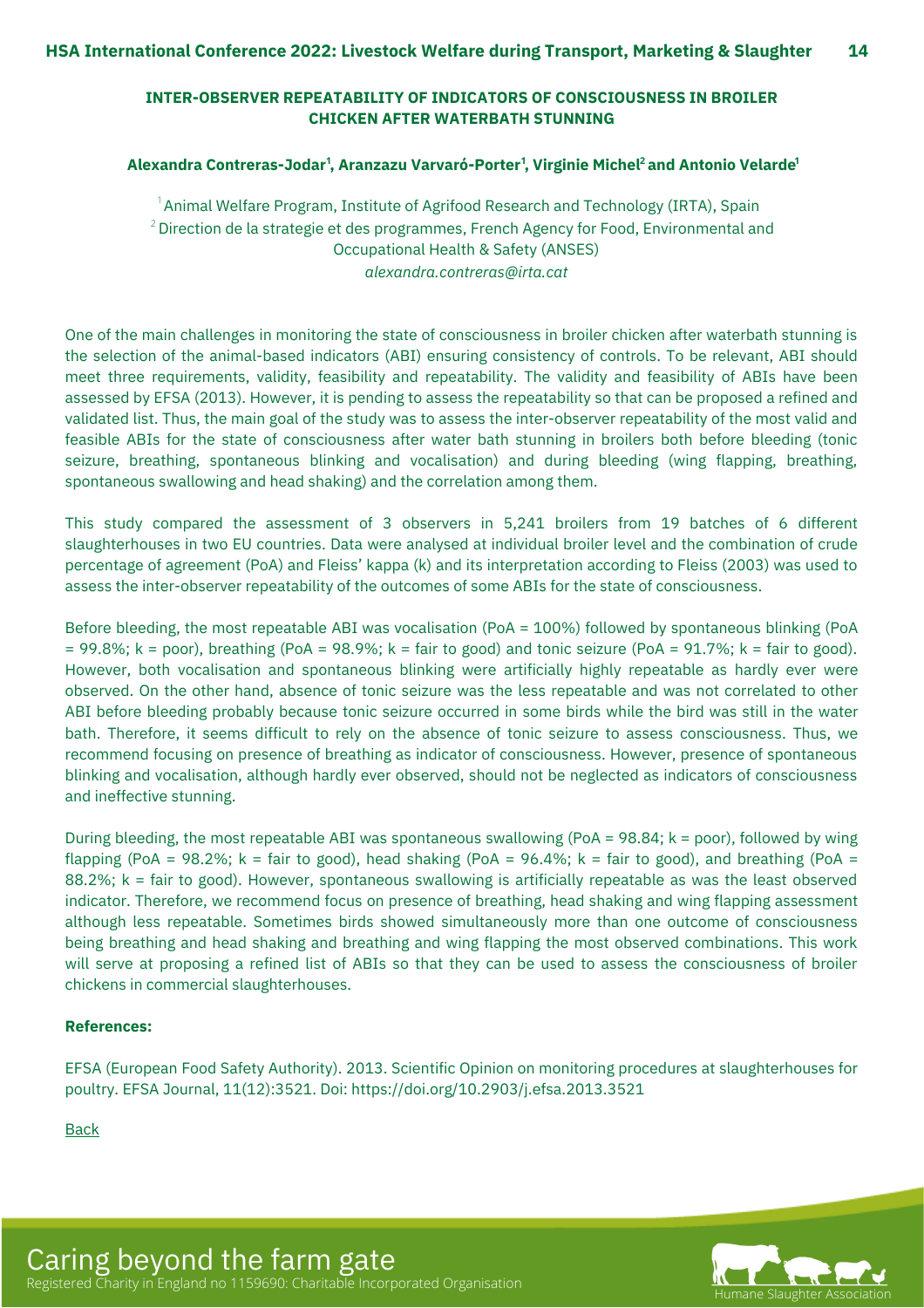## INTER-OBSERVER REPEATABILITY OF INDICATORS OF CONSCIOUSNESS IN BROILER CHICKEN AFTER WATERBATH STUNNING

**Alexandra Contreras-Jodar[1], Aranzazu Varvaró-Porter[1], Virginie Michel[2] and Antonio Velarde[1]**

[1] Animal Welfare Program, Institute of Agrifood Research and Technology (IRTA), Spain
[2] Direction de la strategie et des programmes, French Agency for Food, Environmental and Occupational Health & Safety (ANSES)
*alexandra.contreras@irta.cat*

One of the main challenges in monitoring the state of consciousness in broiler chicken after waterbath stunning is the selection of the animal-based indicators (ABI) ensuring consistency of controls. To be relevant, ABI should meet three requirements, validity, feasibility and repeatability. The validity and feasibility of ABIs have been assessed by EFSA (2013). However, it is pending to assess the repeatability so that can be proposed a refined and validated list. Thus, the main goal of the study was to assess the inter-observer repeatability of the most valid and feasible ABIs for the state of consciousness after water bath stunning in broilers both before bleeding (tonic seizure, breathing, spontaneous blinking and vocalisation) and during bleeding (wing flapping, breathing, spontaneous swallowing and head shaking) and the correlation among them.

This study compared the assessment of 3 observers in 5,241 broilers from 19 batches of 6 different slaughterhouses in two EU countries. Data were analysed at individual broiler level and the combination of crude percentage of agreement (PoA) and Fleiss' kappa (k) and its interpretation according to Fleiss (2003) was used to assess the inter-observer repeatability of the outcomes of some ABIs for the state of consciousness.

Before bleeding, the most repeatable ABI was vocalisation (PoA = 100%) followed by spontaneous blinking (PoA = 99.8%; k = poor), breathing (PoA = 98.9%; k = fair to good) and tonic seizure (PoA = 91.7%; k = fair to good). However, both vocalisation and spontaneous blinking were artificially highly repeatable as hardly ever were observed. On the other hand, absence of tonic seizure was the less repeatable and was not correlated to other ABI before bleeding probably because tonic seizure occurred in some birds while the bird was still in the water bath. Therefore, it seems difficult to rely on the absence of tonic seizure to assess consciousness. Thus, we recommend focusing on presence of breathing as indicator of consciousness. However, presence of spontaneous blinking and vocalisation, although hardly ever observed, should not be neglected as indicators of consciousness and ineffective stunning.

During bleeding, the most repeatable ABI was spontaneous swallowing (PoA = 98.84; k = poor), followed by wing flapping (PoA = 98.2%; k = fair to good), head shaking (PoA = 96.4%; k = fair to good), and breathing (PoA = 88.2%; k = fair to good). However, spontaneous swallowing is artificially repeatable as was the least observed indicator. Therefore, we recommend focus on presence of breathing, head shaking and wing flapping assessment although less repeatable. Sometimes birds showed simultaneously more than one outcome of consciousness being breathing and head shaking and breathing and wing flapping the most observed combinations. This work will serve at proposing a refined list of ABIs so that they can be used to assess the consciousness of broiler chickens in commercial slaughterhouses.

**References:**

EFSA (European Food Safety Authority). 2013. Scientific Opinion on monitoring procedures at slaughterhouses for poultry. EFSA Journal, 11(12):3521. Doi: https://doi.org/10.2903/j.efsa.2013.3521

Back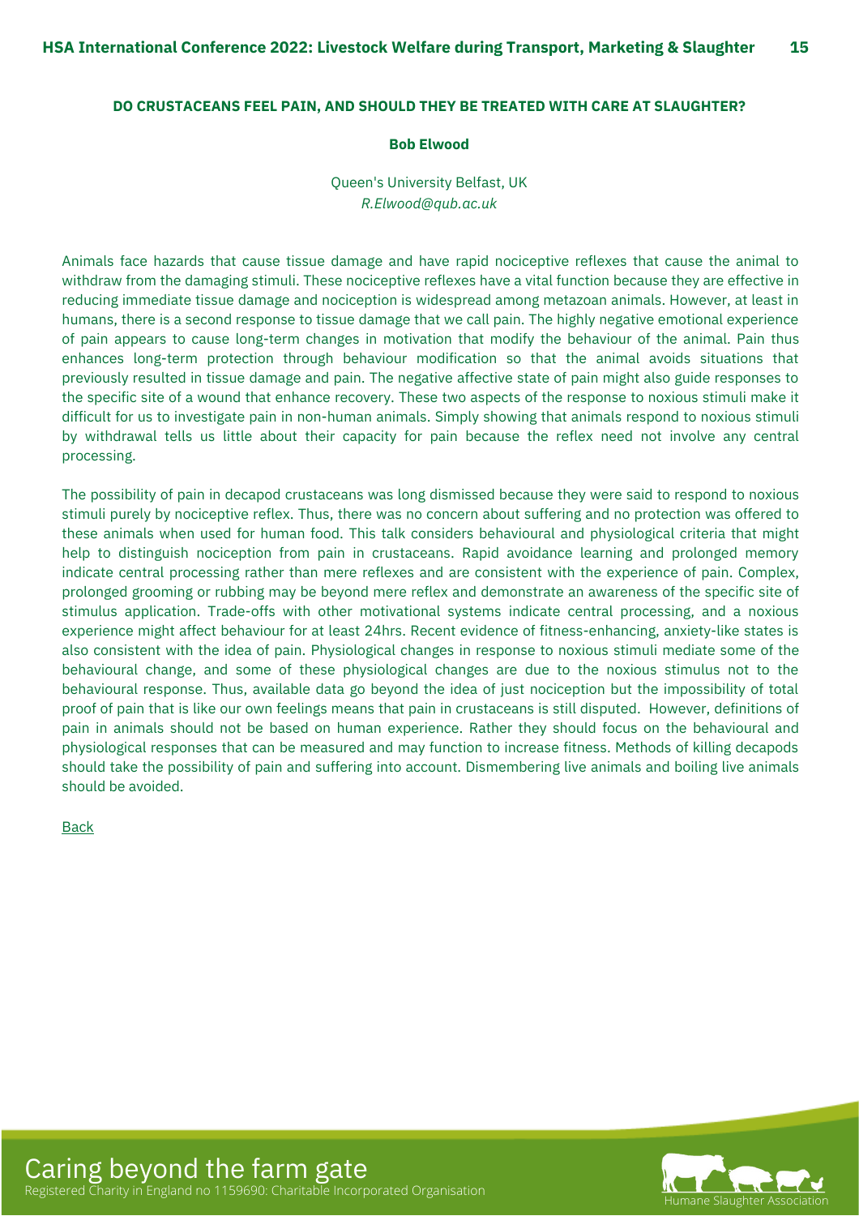## DO CRUSTACEANS FEEL PAIN, AND SHOULD THEY BE TREATED WITH CARE AT SLAUGHTER?

**Bob Elwood**

Queen's University Belfast, UK
*R.Elwood@qub.ac.uk*

Animals face hazards that cause tissue damage and have rapid nociceptive reflexes that cause the animal to withdraw from the damaging stimuli. These nociceptive reflexes have a vital function because they are effective in reducing immediate tissue damage and nociception is widespread among metazoan animals. However, at least in humans, there is a second response to tissue damage that we call pain. The highly negative emotional experience of pain appears to cause long-term changes in motivation that modify the behaviour of the animal. Pain thus enhances long-term protection through behaviour modification so that the animal avoids situations that previously resulted in tissue damage and pain. The negative affective state of pain might also guide responses to the specific site of a wound that enhance recovery. These two aspects of the response to noxious stimuli make it difficult for us to investigate pain in non-human animals. Simply showing that animals respond to noxious stimuli by withdrawal tells us little about their capacity for pain because the reflex need not involve any central processing.

The possibility of pain in decapod crustaceans was long dismissed because they were said to respond to noxious stimuli purely by nociceptive reflex. Thus, there was no concern about suffering and no protection was offered to these animals when used for human food. This talk considers behavioural and physiological criteria that might help to distinguish nociception from pain in crustaceans. Rapid avoidance learning and prolonged memory indicate central processing rather than mere reflexes and are consistent with the experience of pain. Complex, prolonged grooming or rubbing may be beyond mere reflex and demonstrate an awareness of the specific site of stimulus application. Trade-offs with other motivational systems indicate central processing, and a noxious experience might affect behaviour for at least 24hrs. Recent evidence of fitness-enhancing, anxiety-like states is also consistent with the idea of pain. Physiological changes in response to noxious stimuli mediate some of the behavioural change, and some of these physiological changes are due to the noxious stimulus not to the behavioural response. Thus, available data go beyond the idea of just nociception but the impossibility of total proof of pain that is like our own feelings means that pain in crustaceans is still disputed. However, definitions of pain in animals should not be based on human experience. Rather they should focus on the behavioural and physiological responses that can be measured and may function to increase fitness. Methods of killing decapods should take the possibility of pain and suffering into account. Dismembering live animals and boiling live animals should be avoided.

Back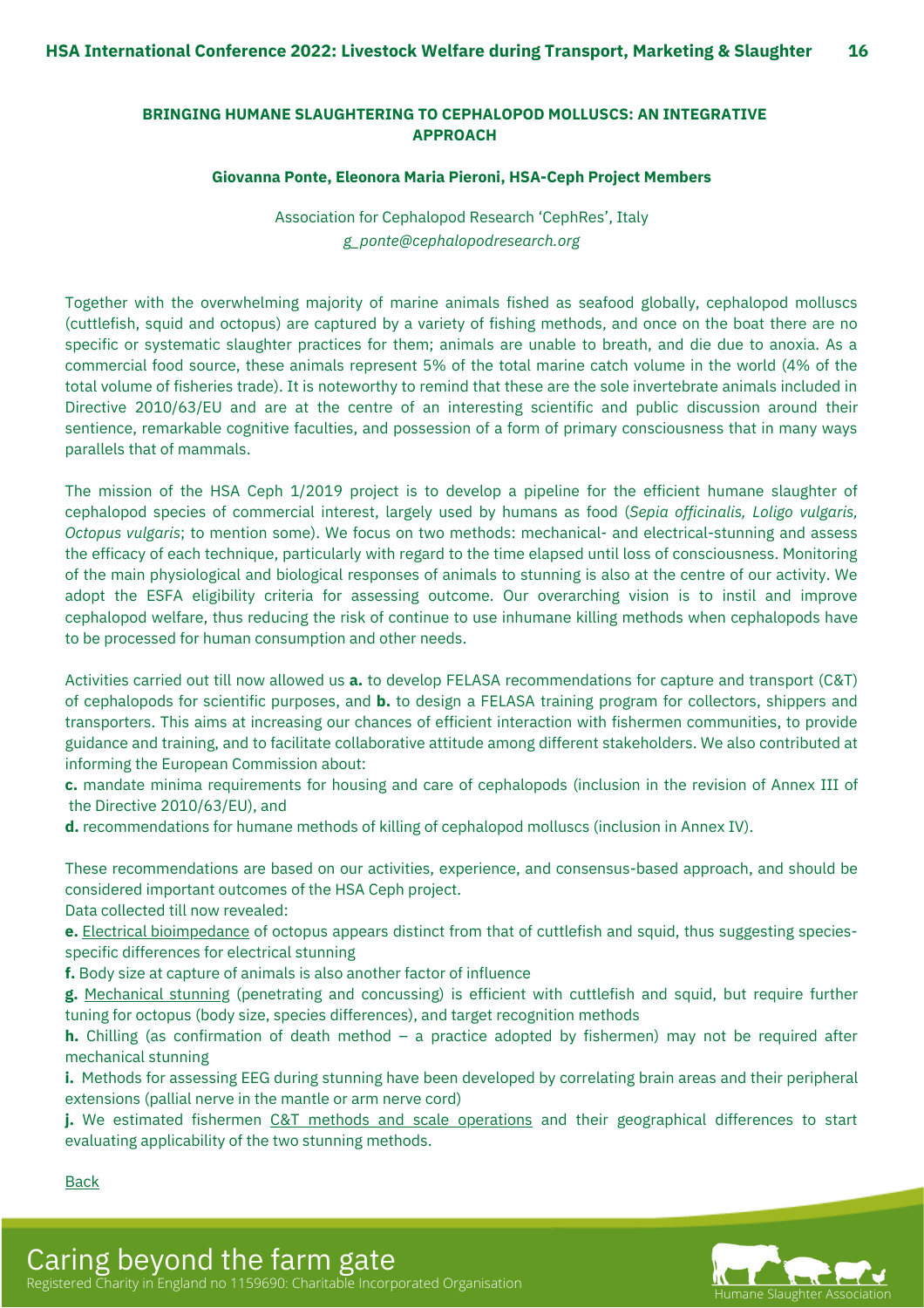## BRINGING HUMANE SLAUGHTERING TO CEPHALOPOD MOLLUSCS: AN INTEGRATIVE APPROACH

**Giovanna Ponte, Eleonora Maria Pieroni, HSA-Ceph Project Members**

Association for Cephalopod Research 'CephRes', Italy
*g_ponte@cephalopodresearch.org*

Together with the overwhelming majority of marine animals fished as seafood globally, cephalopod molluscs (cuttlefish, squid and octopus) are captured by a variety of fishing methods, and once on the boat there are no specific or systematic slaughter practices for them; animals are unable to breath, and die due to anoxia. As a commercial food source, these animals represent 5% of the total marine catch volume in the world (4% of the total volume of fisheries trade). It is noteworthy to remind that these are the sole invertebrate animals included in Directive 2010/63/EU and are at the centre of an interesting scientific and public discussion around their sentience, remarkable cognitive faculties, and possession of a form of primary consciousness that in many ways parallels that of mammals.

The mission of the HSA Ceph 1/2019 project is to develop a pipeline for the efficient humane slaughter of cephalopod species of commercial interest, largely used by humans as food (*Sepia officinalis, Loligo vulgaris, Octopus vulgaris*; to mention some). We focus on two methods: mechanical- and electrical-stunning and assess the efficacy of each technique, particularly with regard to the time elapsed until loss of consciousness. Monitoring of the main physiological and biological responses of animals to stunning is also at the centre of our activity. We adopt the ESFA eligibility criteria for assessing outcome. Our overarching vision is to instil and improve cephalopod welfare, thus reducing the risk of continue to use inhumane killing methods when cephalopods have to be processed for human consumption and other needs.

Activities carried out till now allowed us **a.** to develop FELASA recommendations for capture and transport (C&T) of cephalopods for scientific purposes, and **b.** to design a FELASA training program for collectors, shippers and transporters. This aims at increasing our chances of efficient interaction with fishermen communities, to provide guidance and training, and to facilitate collaborative attitude among different stakeholders. We also contributed at informing the European Commission about:

**c.** mandate minima requirements for housing and care of cephalopods (inclusion in the revision of Annex III of the Directive 2010/63/EU), and

**d.** recommendations for humane methods of killing of cephalopod molluscs (inclusion in Annex IV).

These recommendations are based on our activities, experience, and consensus-based approach, and should be considered important outcomes of the HSA Ceph project.

Data collected till now revealed:

**e.** Electrical bioimpedance of octopus appears distinct from that of cuttlefish and squid, thus suggesting species-specific differences for electrical stunning

**f.** Body size at capture of animals is also another factor of influence

**g.** Mechanical stunning (penetrating and concussing) is efficient with cuttlefish and squid, but require further tuning for octopus (body size, species differences), and target recognition methods

**h.** Chilling (as confirmation of death method – a practice adopted by fishermen) may not be required after mechanical stunning

**i.** Methods for assessing EEG during stunning have been developed by correlating brain areas and their peripheral extensions (pallial nerve in the mantle or arm nerve cord)

**j.** We estimated fishermen C&T methods and scale operations and their geographical differences to start evaluating applicability of the two stunning methods.

Back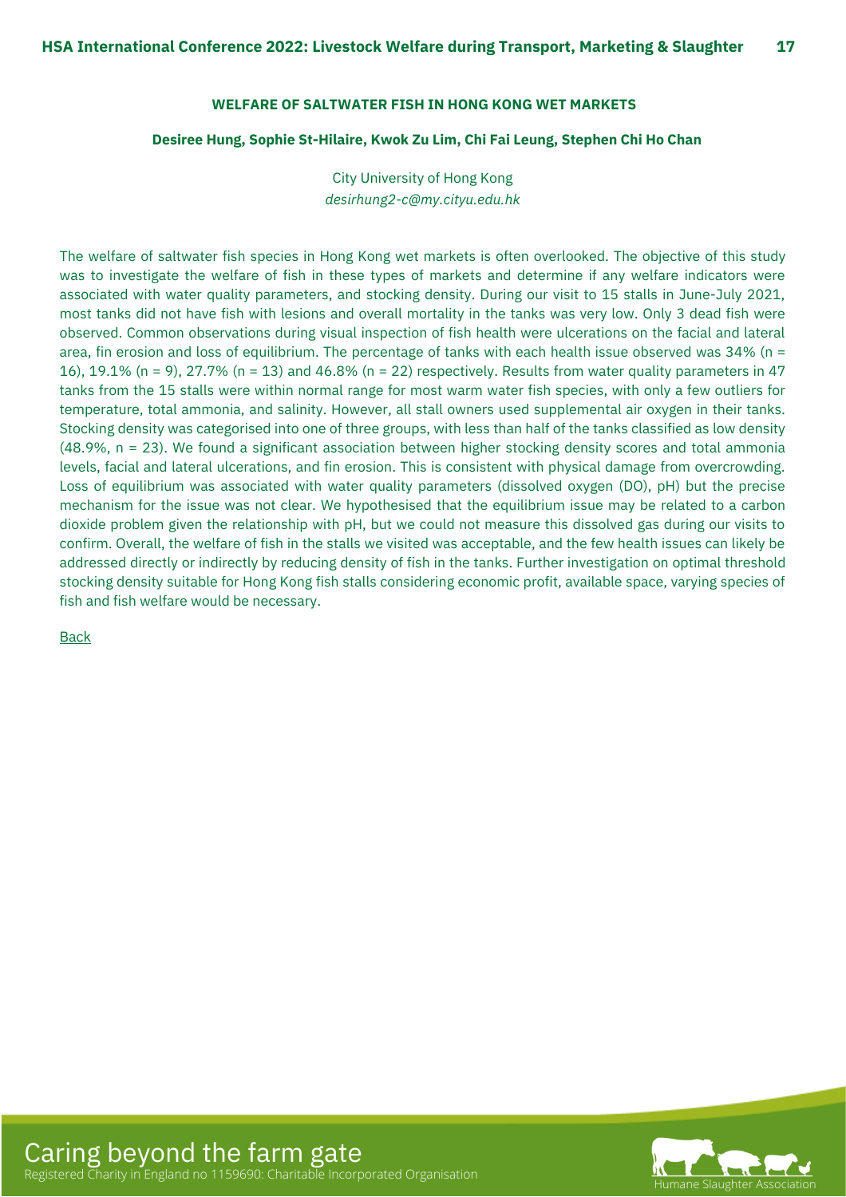## WELFARE OF SALTWATER FISH IN HONG KONG WET MARKETS

**Desiree Hung, Sophie St-Hilaire, Kwok Zu Lim, Chi Fai Leung, Stephen Chi Ho Chan**

City University of Hong Kong
*desirhung2-c@my.cityu.edu.hk*

The welfare of saltwater fish species in Hong Kong wet markets is often overlooked. The objective of this study was to investigate the welfare of fish in these types of markets and determine if any welfare indicators were associated with water quality parameters, and stocking density. During our visit to 15 stalls in June-July 2021, most tanks did not have fish with lesions and overall mortality in the tanks was very low. Only 3 dead fish were observed. Common observations during visual inspection of fish health were ulcerations on the facial and lateral area, fin erosion and loss of equilibrium. The percentage of tanks with each health issue observed was 34% (n = 16), 19.1% (n = 9), 27.7% (n = 13) and 46.8% (n = 22) respectively. Results from water quality parameters in 47 tanks from the 15 stalls were within normal range for most warm water fish species, with only a few outliers for temperature, total ammonia, and salinity. However, all stall owners used supplemental air oxygen in their tanks. Stocking density was categorised into one of three groups, with less than half of the tanks classified as low density (48.9%, n = 23). We found a significant association between higher stocking density scores and total ammonia levels, facial and lateral ulcerations, and fin erosion. This is consistent with physical damage from overcrowding. Loss of equilibrium was associated with water quality parameters (dissolved oxygen (DO), pH) but the precise mechanism for the issue was not clear. We hypothesised that the equilibrium issue may be related to a carbon dioxide problem given the relationship with pH, but we could not measure this dissolved gas during our visits to confirm. Overall, the welfare of fish in the stalls we visited was acceptable, and the few health issues can likely be addressed directly or indirectly by reducing density of fish in the tanks. Further investigation on optimal threshold stocking density suitable for Hong Kong fish stalls considering economic profit, available space, varying species of fish and fish welfare would be necessary.

Back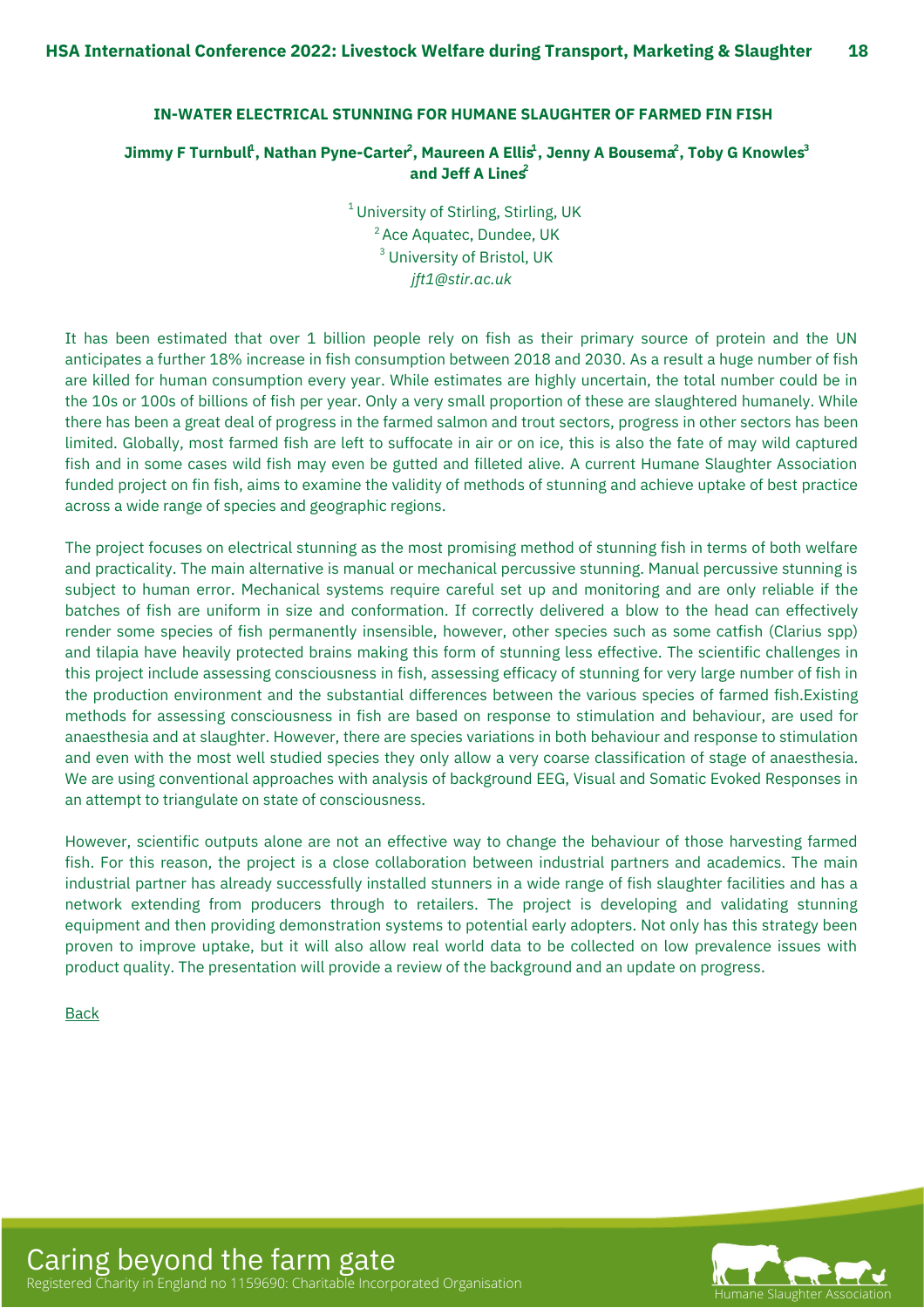## IN-WATER ELECTRICAL STUNNING FOR HUMANE SLAUGHTER OF FARMED FIN FISH

**Jimmy F Turnbull[1], Nathan Pyne-Carter[2], Maureen A Ellis[1], Jenny A Bousema[2], Toby G Knowles[3] and Jeff A Lines[2]**

[1] University of Stirling, Stirling, UK
[2] Ace Aquatec, Dundee, UK
[3] University of Bristol, UK
*jft1@stir.ac.uk*

It has been estimated that over 1 billion people rely on fish as their primary source of protein and the UN anticipates a further 18% increase in fish consumption between 2018 and 2030. As a result a huge number of fish are killed for human consumption every year. While estimates are highly uncertain, the total number could be in the 10s or 100s of billions of fish per year. Only a very small proportion of these are slaughtered humanely. While there has been a great deal of progress in the farmed salmon and trout sectors, progress in other sectors has been limited. Globally, most farmed fish are left to suffocate in air or on ice, this is also the fate of may wild captured fish and in some cases wild fish may even be gutted and filleted alive. A current Humane Slaughter Association funded project on fin fish, aims to examine the validity of methods of stunning and achieve uptake of best practice across a wide range of species and geographic regions.

The project focuses on electrical stunning as the most promising method of stunning fish in terms of both welfare and practicality. The main alternative is manual or mechanical percussive stunning. Manual percussive stunning is subject to human error. Mechanical systems require careful set up and monitoring and are only reliable if the batches of fish are uniform in size and conformation. If correctly delivered a blow to the head can effectively render some species of fish permanently insensible, however, other species such as some catfish (Clarius spp) and tilapia have heavily protected brains making this form of stunning less effective. The scientific challenges in this project include assessing consciousness in fish, assessing efficacy of stunning for very large number of fish in the production environment and the substantial differences between the various species of farmed fish.Existing methods for assessing consciousness in fish are based on response to stimulation and behaviour, are used for anaesthesia and at slaughter. However, there are species variations in both behaviour and response to stimulation and even with the most well studied species they only allow a very coarse classification of stage of anaesthesia. We are using conventional approaches with analysis of background EEG, Visual and Somatic Evoked Responses in an attempt to triangulate on state of consciousness.

However, scientific outputs alone are not an effective way to change the behaviour of those harvesting farmed fish. For this reason, the project is a close collaboration between industrial partners and academics. The main industrial partner has already successfully installed stunners in a wide range of fish slaughter facilities and has a network extending from producers through to retailers. The project is developing and validating stunning equipment and then providing demonstration systems to potential early adopters. Not only has this strategy been proven to improve uptake, but it will also allow real world data to be collected on low prevalence issues with product quality. The presentation will provide a review of the background and an update on progress.

Back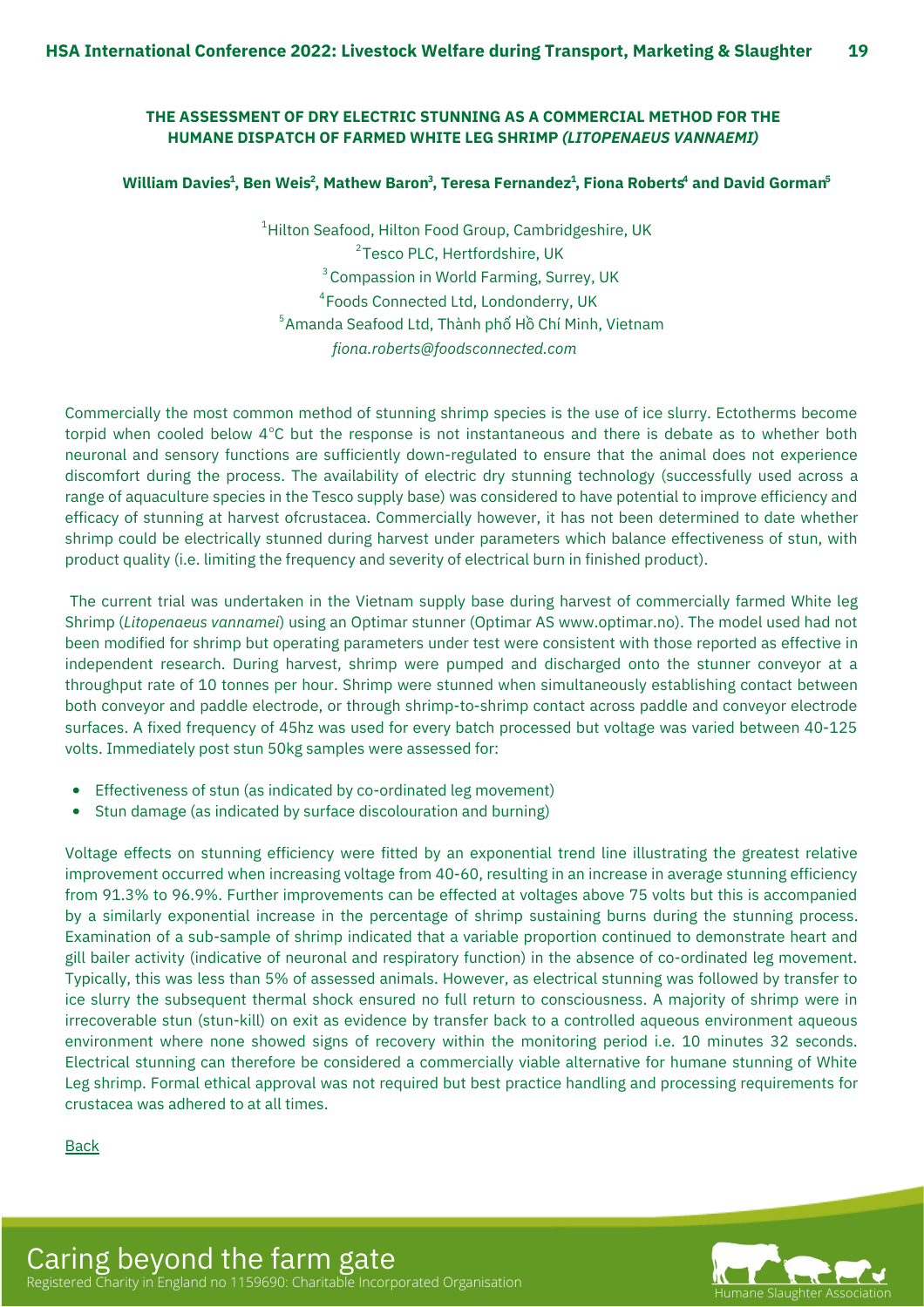## THE ASSESSMENT OF DRY ELECTRIC STUNNING AS A COMMERCIAL METHOD FOR THE HUMANE DISPATCH OF FARMED WHITE LEG SHRIMP *(LITOPENAEUS VANNAEMI)*

**William Davies[1], Ben Weis[2], Mathew Baron[3], Teresa Fernandez[1], Fiona Roberts[4] and David Gorman[5]**

[1]Hilton Seafood, Hilton Food Group, Cambridgeshire, UK
[2]Tesco PLC, Hertfordshire, UK
[3]Compassion in World Farming, Surrey, UK
[4]Foods Connected Ltd, Londonderry, UK
[5]Amanda Seafood Ltd, Thành phố Hồ Chí Minh, Vietnam
*fiona.roberts@foodsconnected.com*

Commercially the most common method of stunning shrimp species is the use of ice slurry. Ectotherms become torpid when cooled below 4°C but the response is not instantaneous and there is debate as to whether both neuronal and sensory functions are sufficiently down-regulated to ensure that the animal does not experience discomfort during the process. The availability of electric dry stunning technology (successfully used across a range of aquaculture species in the Tesco supply base) was considered to have potential to improve efficiency and efficacy of stunning at harvest ofcrustacea. Commercially however, it has not been determined to date whether shrimp could be electrically stunned during harvest under parameters which balance effectiveness of stun, with product quality (i.e. limiting the frequency and severity of electrical burn in finished product).

The current trial was undertaken in the Vietnam supply base during harvest of commercially farmed White leg Shrimp (*Litopenaeus vannamei*) using an Optimar stunner (Optimar AS www.optimar.no). The model used had not been modified for shrimp but operating parameters under test were consistent with those reported as effective in independent research. During harvest, shrimp were pumped and discharged onto the stunner conveyor at a throughput rate of 10 tonnes per hour. Shrimp were stunned when simultaneously establishing contact between both conveyor and paddle electrode, or through shrimp-to-shrimp contact across paddle and conveyor electrode surfaces. A fixed frequency of 45hz was used for every batch processed but voltage was varied between 40-125 volts. Immediately post stun 50kg samples were assessed for:

- Effectiveness of stun (as indicated by co-ordinated leg movement)
- Stun damage (as indicated by surface discolouration and burning)

Voltage effects on stunning efficiency were fitted by an exponential trend line illustrating the greatest relative improvement occurred when increasing voltage from 40-60, resulting in an increase in average stunning efficiency from 91.3% to 96.9%. Further improvements can be effected at voltages above 75 volts but this is accompanied by a similarly exponential increase in the percentage of shrimp sustaining burns during the stunning process. Examination of a sub-sample of shrimp indicated that a variable proportion continued to demonstrate heart and gill bailer activity (indicative of neuronal and respiratory function) in the absence of co-ordinated leg movement. Typically, this was less than 5% of assessed animals. However, as electrical stunning was followed by transfer to ice slurry the subsequent thermal shock ensured no full return to consciousness. A majority of shrimp were in irrecoverable stun (stun-kill) on exit as evidence by transfer back to a controlled aqueous environment aqueous environment where none showed signs of recovery within the monitoring period i.e. 10 minutes 32 seconds. Electrical stunning can therefore be considered a commercially viable alternative for humane stunning of White Leg shrimp. Formal ethical approval was not required but best practice handling and processing requirements for crustacea was adhered to at all times.

Back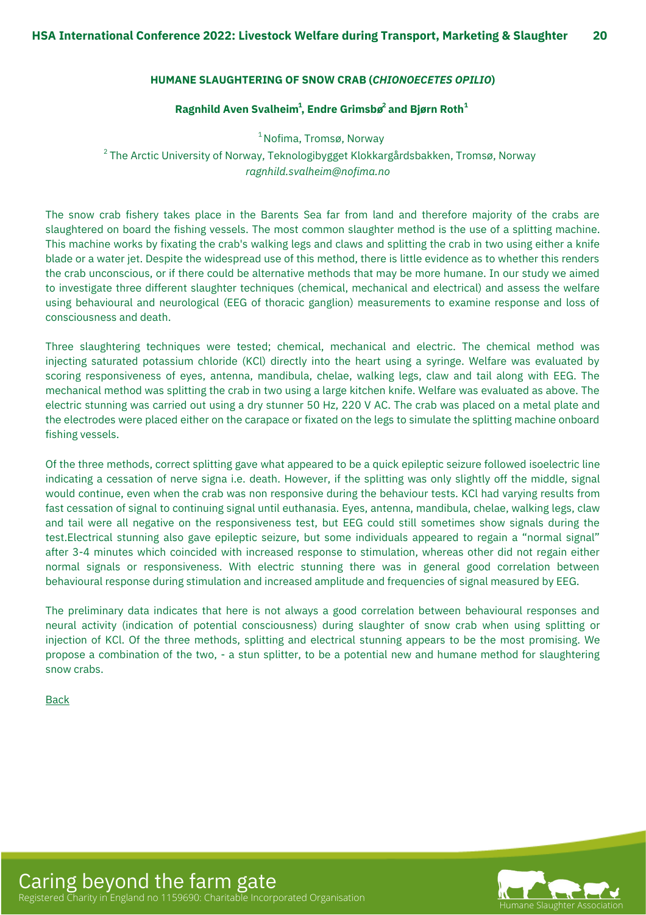## HUMANE SLAUGHTERING OF SNOW CRAB (*CHIONOECETES OPILIO*)

**Ragnhild Aven Svalheim[1], Endre Grimsbø[2] and Bjørn Roth[1]**

[1] Nofima, Tromsø, Norway

[2] The Arctic University of Norway, Teknologibygget Klokkargårdsbakken, Tromsø, Norway

*ragnhild.svalheim@nofima.no*

The snow crab fishery takes place in the Barents Sea far from land and therefore majority of the crabs are slaughtered on board the fishing vessels. The most common slaughter method is the use of a splitting machine. This machine works by fixating the crab's walking legs and claws and splitting the crab in two using either a knife blade or a water jet. Despite the widespread use of this method, there is little evidence as to whether this renders the crab unconscious, or if there could be alternative methods that may be more humane. In our study we aimed to investigate three different slaughter techniques (chemical, mechanical and electrical) and assess the welfare using behavioural and neurological (EEG of thoracic ganglion) measurements to examine response and loss of consciousness and death.

Three slaughtering techniques were tested; chemical, mechanical and electric. The chemical method was injecting saturated potassium chloride (KCl) directly into the heart using a syringe. Welfare was evaluated by scoring responsiveness of eyes, antenna, mandibula, chelae, walking legs, claw and tail along with EEG. The mechanical method was splitting the crab in two using a large kitchen knife. Welfare was evaluated as above. The electric stunning was carried out using a dry stunner 50 Hz, 220 V AC. The crab was placed on a metal plate and the electrodes were placed either on the carapace or fixated on the legs to simulate the splitting machine onboard fishing vessels.

Of the three methods, correct splitting gave what appeared to be a quick epileptic seizure followed isoelectric line indicating a cessation of nerve signa i.e. death. However, if the splitting was only slightly off the middle, signal would continue, even when the crab was non responsive during the behaviour tests. KCl had varying results from fast cessation of signal to continuing signal until euthanasia. Eyes, antenna, mandibula, chelae, walking legs, claw and tail were all negative on the responsiveness test, but EEG could still sometimes show signals during the test.Electrical stunning also gave epileptic seizure, but some individuals appeared to regain a "normal signal" after 3-4 minutes which coincided with increased response to stimulation, whereas other did not regain either normal signals or responsiveness. With electric stunning there was in general good correlation between behavioural response during stimulation and increased amplitude and frequencies of signal measured by EEG.

The preliminary data indicates that here is not always a good correlation between behavioural responses and neural activity (indication of potential consciousness) during slaughter of snow crab when using splitting or injection of KCl. Of the three methods, splitting and electrical stunning appears to be the most promising. We propose a combination of the two, - a stun splitter, to be a potential new and humane method for slaughtering snow crabs.

Back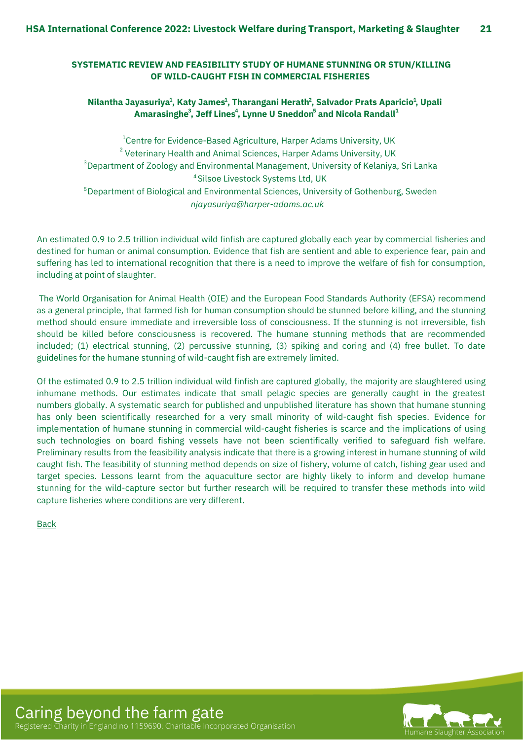## SYSTEMATIC REVIEW AND FEASIBILITY STUDY OF HUMANE STUNNING OR STUN/KILLING OF WILD-CAUGHT FISH IN COMMERCIAL FISHERIES

**Nilantha Jayasuriya[1], Katy James[1], Tharangani Herath[2], Salvador Prats Aparicio[1], Upali Amarasinghe[3], Jeff Lines[4], Lynne U Sneddon[5] and Nicola Randall[1]**

[1]Centre for Evidence-Based Agriculture, Harper Adams University, UK
[2] Veterinary Health and Animal Sciences, Harper Adams University, UK
[3]Department of Zoology and Environmental Management, University of Kelaniya, Sri Lanka
[4]Silsoe Livestock Systems Ltd, UK
[5]Department of Biological and Environmental Sciences, University of Gothenburg, Sweden
*njayasuriya@harper-adams.ac.uk*

An estimated 0.9 to 2.5 trillion individual wild finfish are captured globally each year by commercial fisheries and destined for human or animal consumption. Evidence that fish are sentient and able to experience fear, pain and suffering has led to international recognition that there is a need to improve the welfare of fish for consumption, including at point of slaughter.

The World Organisation for Animal Health (OIE) and the European Food Standards Authority (EFSA) recommend as a general principle, that farmed fish for human consumption should be stunned before killing, and the stunning method should ensure immediate and irreversible loss of consciousness. If the stunning is not irreversible, fish should be killed before consciousness is recovered. The humane stunning methods that are recommended included; (1) electrical stunning, (2) percussive stunning, (3) spiking and coring and (4) free bullet. To date guidelines for the humane stunning of wild-caught fish are extremely limited.

Of the estimated 0.9 to 2.5 trillion individual wild finfish are captured globally, the majority are slaughtered using inhumane methods. Our estimates indicate that small pelagic species are generally caught in the greatest numbers globally. A systematic search for published and unpublished literature has shown that humane stunning has only been scientifically researched for a very small minority of wild-caught fish species. Evidence for implementation of humane stunning in commercial wild-caught fisheries is scarce and the implications of using such technologies on board fishing vessels have not been scientifically verified to safeguard fish welfare. Preliminary results from the feasibility analysis indicate that there is a growing interest in humane stunning of wild caught fish. The feasibility of stunning method depends on size of fishery, volume of catch, fishing gear used and target species. Lessons learnt from the aquaculture sector are highly likely to inform and develop humane stunning for the wild-capture sector but further research will be required to transfer these methods into wild capture fisheries where conditions are very different.

Back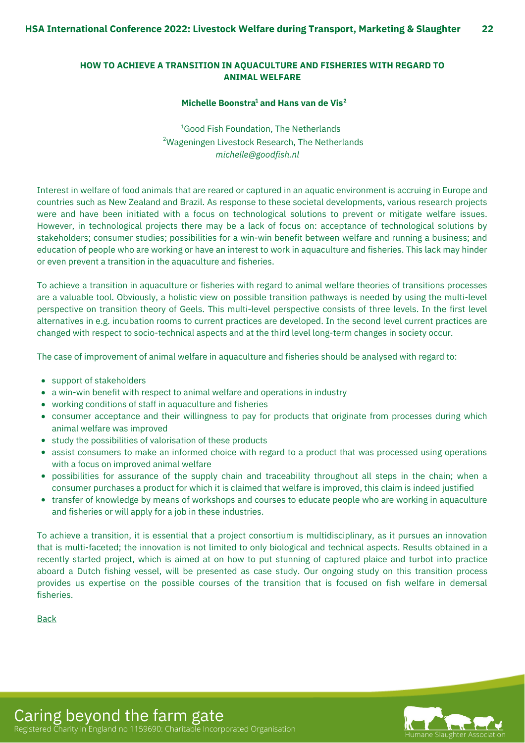## HOW TO ACHIEVE A TRANSITION IN AQUACULTURE AND FISHERIES WITH REGARD TO ANIMAL WELFARE

**Michelle Boonstra[1] and Hans van de Vis[2]**

[1]Good Fish Foundation, The Netherlands
[2]Wageningen Livestock Research, The Netherlands
*michelle@goodfish.nl*

Interest in welfare of food animals that are reared or captured in an aquatic environment is accruing in Europe and countries such as New Zealand and Brazil. As response to these societal developments, various research projects were and have been initiated with a focus on technological solutions to prevent or mitigate welfare issues. However, in technological projects there may be a lack of focus on: acceptance of technological solutions by stakeholders; consumer studies; possibilities for a win-win benefit between welfare and running a business; and education of people who are working or have an interest to work in aquaculture and fisheries. This lack may hinder or even prevent a transition in the aquaculture and fisheries.

To achieve a transition in aquaculture or fisheries with regard to animal welfare theories of transitions processes are a valuable tool. Obviously, a holistic view on possible transition pathways is needed by using the multi-level perspective on transition theory of Geels. This multi-level perspective consists of three levels. In the first level alternatives in e.g. incubation rooms to current practices are developed. In the second level current practices are changed with respect to socio-technical aspects and at the third level long-term changes in society occur.

The case of improvement of animal welfare in aquaculture and fisheries should be analysed with regard to:

- support of stakeholders
- a win-win benefit with respect to animal welfare and operations in industry
- working conditions of staff in aquaculture and fisheries
- consumer acceptance and their willingness to pay for products that originate from processes during which animal welfare was improved
- study the possibilities of valorisation of these products
- assist consumers to make an informed choice with regard to a product that was processed using operations with a focus on improved animal welfare
- possibilities for assurance of the supply chain and traceability throughout all steps in the chain; when a consumer purchases a product for which it is claimed that welfare is improved, this claim is indeed justified
- transfer of knowledge by means of workshops and courses to educate people who are working in aquaculture and fisheries or will apply for a job in these industries.

To achieve a transition, it is essential that a project consortium is multidisciplinary, as it pursues an innovation that is multi-faceted; the innovation is not limited to only biological and technical aspects. Results obtained in a recently started project, which is aimed at on how to put stunning of captured plaice and turbot into practice aboard a Dutch fishing vessel, will be presented as case study. Our ongoing study on this transition process provides us expertise on the possible courses of the transition that is focused on fish welfare in demersal fisheries.

Back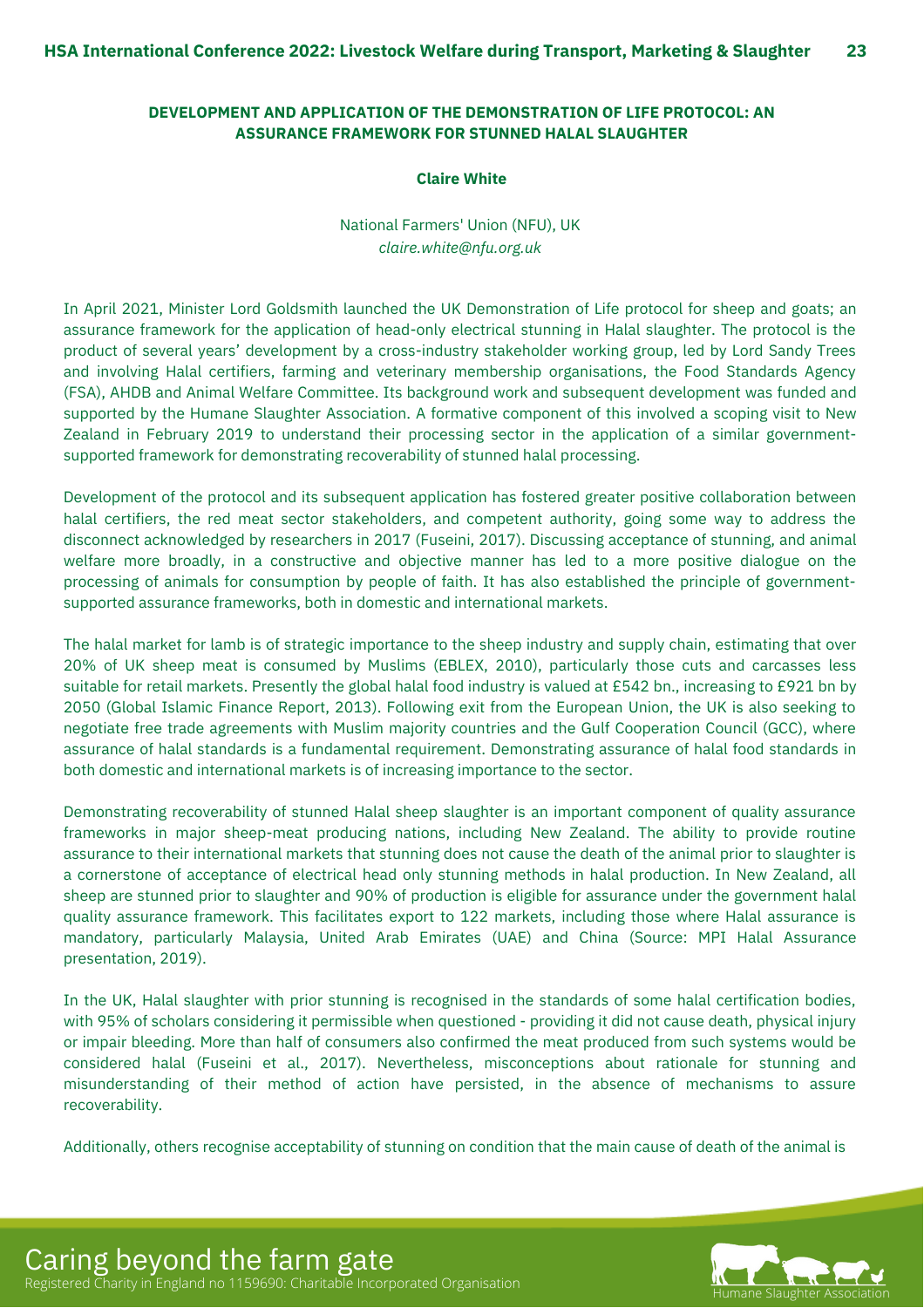## DEVELOPMENT AND APPLICATION OF THE DEMONSTRATION OF LIFE PROTOCOL: AN ASSURANCE FRAMEWORK FOR STUNNED HALAL SLAUGHTER

**Claire White**

National Farmers' Union (NFU), UK
*claire.white@nfu.org.uk*

In April 2021, Minister Lord Goldsmith launched the UK Demonstration of Life protocol for sheep and goats; an assurance framework for the application of head-only electrical stunning in Halal slaughter. The protocol is the product of several years' development by a cross-industry stakeholder working group, led by Lord Sandy Trees and involving Halal certifiers, farming and veterinary membership organisations, the Food Standards Agency (FSA), AHDB and Animal Welfare Committee. Its background work and subsequent development was funded and supported by the Humane Slaughter Association. A formative component of this involved a scoping visit to New Zealand in February 2019 to understand their processing sector in the application of a similar government-supported framework for demonstrating recoverability of stunned halal processing.

Development of the protocol and its subsequent application has fostered greater positive collaboration between halal certifiers, the red meat sector stakeholders, and competent authority, going some way to address the disconnect acknowledged by researchers in 2017 (Fuseini, 2017). Discussing acceptance of stunning, and animal welfare more broadly, in a constructive and objective manner has led to a more positive dialogue on the processing of animals for consumption by people of faith. It has also established the principle of government-supported assurance frameworks, both in domestic and international markets.

The halal market for lamb is of strategic importance to the sheep industry and supply chain, estimating that over 20% of UK sheep meat is consumed by Muslims (EBLEX, 2010), particularly those cuts and carcasses less suitable for retail markets. Presently the global halal food industry is valued at £542 bn., increasing to £921 bn by 2050 (Global Islamic Finance Report, 2013). Following exit from the European Union, the UK is also seeking to negotiate free trade agreements with Muslim majority countries and the Gulf Cooperation Council (GCC), where assurance of halal standards is a fundamental requirement. Demonstrating assurance of halal food standards in both domestic and international markets is of increasing importance to the sector.

Demonstrating recoverability of stunned Halal sheep slaughter is an important component of quality assurance frameworks in major sheep-meat producing nations, including New Zealand. The ability to provide routine assurance to their international markets that stunning does not cause the death of the animal prior to slaughter is a cornerstone of acceptance of electrical head only stunning methods in halal production. In New Zealand, all sheep are stunned prior to slaughter and 90% of production is eligible for assurance under the government halal quality assurance framework. This facilitates export to 122 markets, including those where Halal assurance is mandatory, particularly Malaysia, United Arab Emirates (UAE) and China (Source: MPI Halal Assurance presentation, 2019).

In the UK, Halal slaughter with prior stunning is recognised in the standards of some halal certification bodies, with 95% of scholars considering it permissible when questioned - providing it did not cause death, physical injury or impair bleeding. More than half of consumers also confirmed the meat produced from such systems would be considered halal (Fuseini et al., 2017). Nevertheless, misconceptions about rationale for stunning and misunderstanding of their method of action have persisted, in the absence of mechanisms to assure recoverability.

Additionally, others recognise acceptability of stunning on condition that the main cause of death of the animal is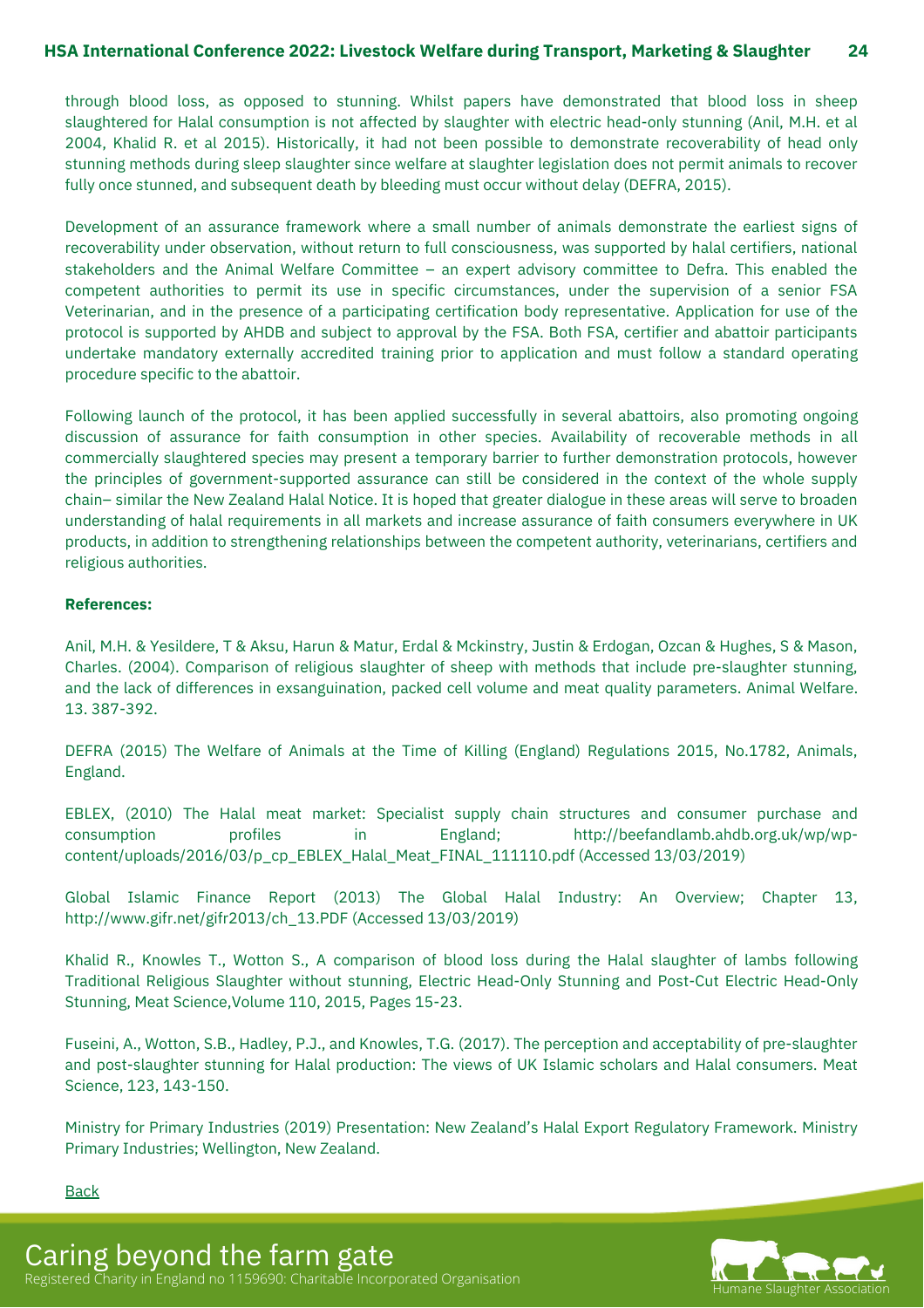through blood loss, as opposed to stunning. Whilst papers have demonstrated that blood loss in sheep slaughtered for Halal consumption is not affected by slaughter with electric head-only stunning (Anil, M.H. et al 2004, Khalid R. et al 2015). Historically, it had not been possible to demonstrate recoverability of head only stunning methods during sleep slaughter since welfare at slaughter legislation does not permit animals to recover fully once stunned, and subsequent death by bleeding must occur without delay (DEFRA, 2015).

Development of an assurance framework where a small number of animals demonstrate the earliest signs of recoverability under observation, without return to full consciousness, was supported by halal certifiers, national stakeholders and the Animal Welfare Committee – an expert advisory committee to Defra. This enabled the competent authorities to permit its use in specific circumstances, under the supervision of a senior FSA Veterinarian, and in the presence of a participating certification body representative. Application for use of the protocol is supported by AHDB and subject to approval by the FSA. Both FSA, certifier and abattoir participants undertake mandatory externally accredited training prior to application and must follow a standard operating procedure specific to the abattoir.

Following launch of the protocol, it has been applied successfully in several abattoirs, also promoting ongoing discussion of assurance for faith consumption in other species. Availability of recoverable methods in all commercially slaughtered species may present a temporary barrier to further demonstration protocols, however the principles of government-supported assurance can still be considered in the context of the whole supply chain– similar the New Zealand Halal Notice. It is hoped that greater dialogue in these areas will serve to broaden understanding of halal requirements in all markets and increase assurance of faith consumers everywhere in UK products, in addition to strengthening relationships between the competent authority, veterinarians, certifiers and religious authorities.

**References:**

Anil, M.H. & Yesildere, T & Aksu, Harun & Matur, Erdal & Mckinstry, Justin & Erdogan, Ozcan & Hughes, S & Mason, Charles. (2004). Comparison of religious slaughter of sheep with methods that include pre-slaughter stunning, and the lack of differences in exsanguination, packed cell volume and meat quality parameters. Animal Welfare. 13. 387-392.

DEFRA (2015) The Welfare of Animals at the Time of Killing (England) Regulations 2015, No.1782, Animals, England.

EBLEX, (2010) The Halal meat market: Specialist supply chain structures and consumer purchase and consumption profiles in England; http://beefandlamb.ahdb.org.uk/wp/wp-content/uploads/2016/03/p_cp_EBLEX_Halal_Meat_FINAL_111110.pdf (Accessed 13/03/2019)

Global Islamic Finance Report (2013) The Global Halal Industry: An Overview; Chapter 13, http://www.gifr.net/gifr2013/ch_13.PDF (Accessed 13/03/2019)

Khalid R., Knowles T., Wotton S., A comparison of blood loss during the Halal slaughter of lambs following Traditional Religious Slaughter without stunning, Electric Head-Only Stunning and Post-Cut Electric Head-Only Stunning, Meat Science,Volume 110, 2015, Pages 15-23.

Fuseini, A., Wotton, S.B., Hadley, P.J., and Knowles, T.G. (2017). The perception and acceptability of pre-slaughter and post-slaughter stunning for Halal production: The views of UK Islamic scholars and Halal consumers. Meat Science, 123, 143-150.

Ministry for Primary Industries (2019) Presentation: New Zealand's Halal Export Regulatory Framework. Ministry Primary Industries; Wellington, New Zealand.

Back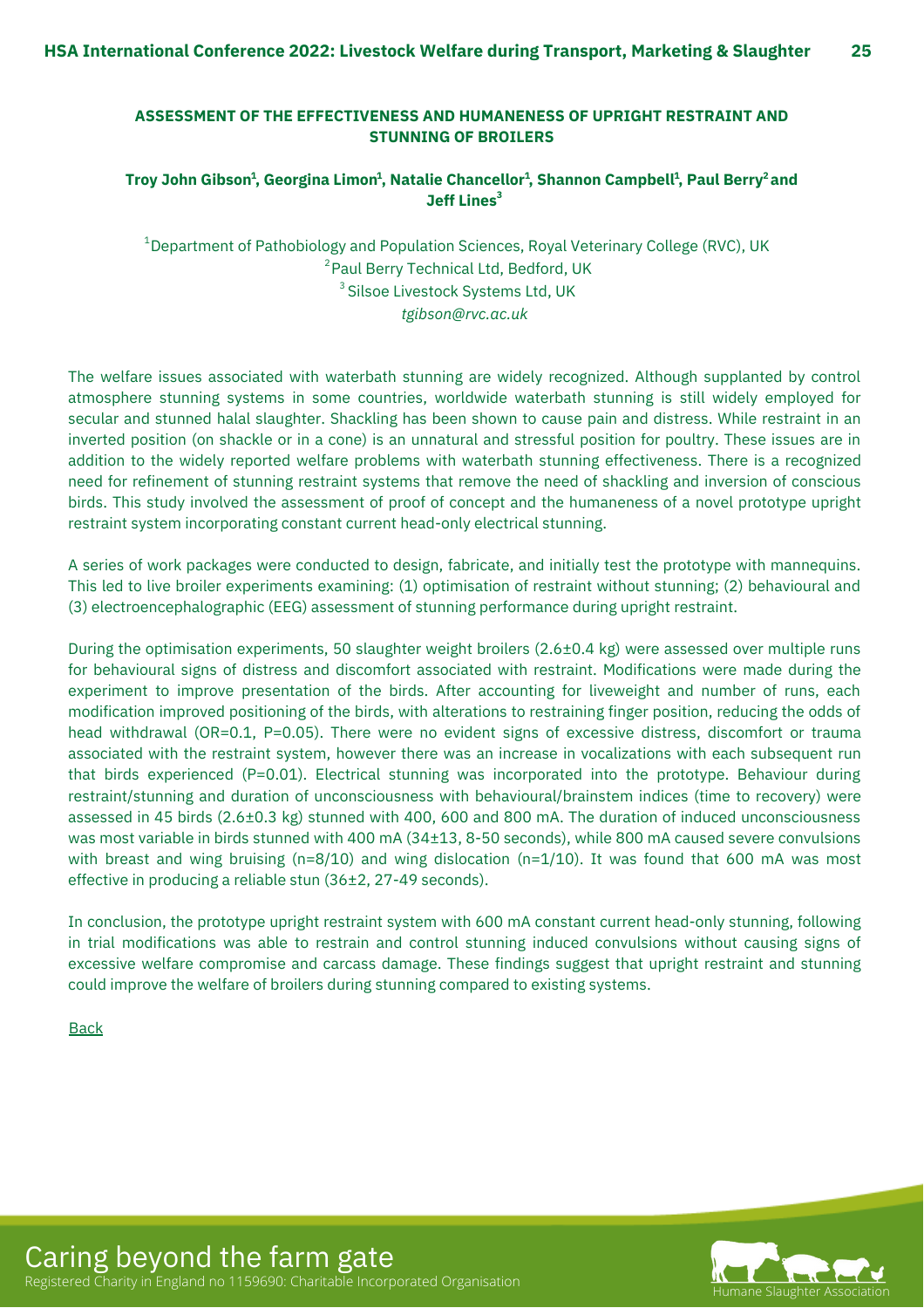## ASSESSMENT OF THE EFFECTIVENESS AND HUMANENESS OF UPRIGHT RESTRAINT AND STUNNING OF BROILERS

**Troy John Gibson[1], Georgina Limon[1], Natalie Chancellor[1], Shannon Campbell[1], Paul Berry[2] and Jeff Lines[3]**

[1]Department of Pathobiology and Population Sciences, Royal Veterinary College (RVC), UK
[2]Paul Berry Technical Ltd, Bedford, UK
[3] Silsoe Livestock Systems Ltd, UK
*tgibson@rvc.ac.uk*

The welfare issues associated with waterbath stunning are widely recognized. Although supplanted by control atmosphere stunning systems in some countries, worldwide waterbath stunning is still widely employed for secular and stunned halal slaughter. Shackling has been shown to cause pain and distress. While restraint in an inverted position (on shackle or in a cone) is an unnatural and stressful position for poultry. These issues are in addition to the widely reported welfare problems with waterbath stunning effectiveness. There is a recognized need for refinement of stunning restraint systems that remove the need of shackling and inversion of conscious birds. This study involved the assessment of proof of concept and the humaneness of a novel prototype upright restraint system incorporating constant current head-only electrical stunning.

A series of work packages were conducted to design, fabricate, and initially test the prototype with mannequins. This led to live broiler experiments examining: (1) optimisation of restraint without stunning; (2) behavioural and (3) electroencephalographic (EEG) assessment of stunning performance during upright restraint.

During the optimisation experiments, 50 slaughter weight broilers (2.6±0.4 kg) were assessed over multiple runs for behavioural signs of distress and discomfort associated with restraint. Modifications were made during the experiment to improve presentation of the birds. After accounting for liveweight and number of runs, each modification improved positioning of the birds, with alterations to restraining finger position, reducing the odds of head withdrawal (OR=0.1, P=0.05). There were no evident signs of excessive distress, discomfort or trauma associated with the restraint system, however there was an increase in vocalizations with each subsequent run that birds experienced (P=0.01). Electrical stunning was incorporated into the prototype. Behaviour during restraint/stunning and duration of unconsciousness with behavioural/brainstem indices (time to recovery) were assessed in 45 birds (2.6±0.3 kg) stunned with 400, 600 and 800 mA. The duration of induced unconsciousness was most variable in birds stunned with 400 mA (34±13, 8-50 seconds), while 800 mA caused severe convulsions with breast and wing bruising (n=8/10) and wing dislocation (n=1/10). It was found that 600 mA was most effective in producing a reliable stun (36±2, 27-49 seconds).

In conclusion, the prototype upright restraint system with 600 mA constant current head-only stunning, following in trial modifications was able to restrain and control stunning induced convulsions without causing signs of excessive welfare compromise and carcass damage. These findings suggest that upright restraint and stunning could improve the welfare of broilers during stunning compared to existing systems.

Back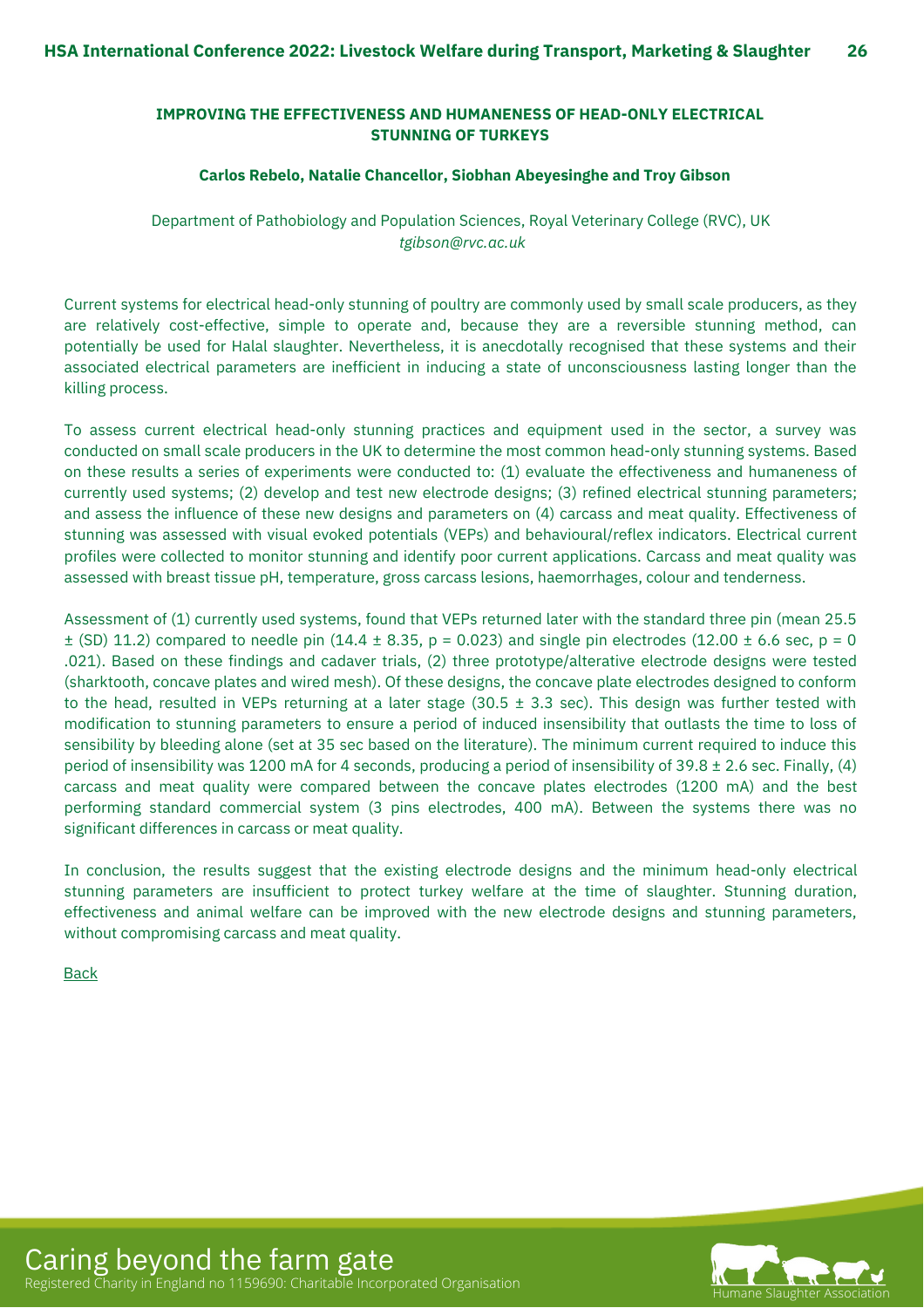## IMPROVING THE EFFECTIVENESS AND HUMANENESS OF HEAD-ONLY ELECTRICAL STUNNING OF TURKEYS

**Carlos Rebelo, Natalie Chancellor, Siobhan Abeyesinghe and Troy Gibson**

Department of Pathobiology and Population Sciences, Royal Veterinary College (RVC), UK
*tgibson@rvc.ac.uk*

Current systems for electrical head-only stunning of poultry are commonly used by small scale producers, as they are relatively cost-effective, simple to operate and, because they are a reversible stunning method, can potentially be used for Halal slaughter. Nevertheless, it is anecdotally recognised that these systems and their associated electrical parameters are inefficient in inducing a state of unconsciousness lasting longer than the killing process.

To assess current electrical head-only stunning practices and equipment used in the sector, a survey was conducted on small scale producers in the UK to determine the most common head-only stunning systems. Based on these results a series of experiments were conducted to: (1) evaluate the effectiveness and humaneness of currently used systems; (2) develop and test new electrode designs; (3) refined electrical stunning parameters; and assess the influence of these new designs and parameters on (4) carcass and meat quality. Effectiveness of stunning was assessed with visual evoked potentials (VEPs) and behavioural/reflex indicators. Electrical current profiles were collected to monitor stunning and identify poor current applications. Carcass and meat quality was assessed with breast tissue pH, temperature, gross carcass lesions, haemorrhages, colour and tenderness.

Assessment of (1) currently used systems, found that VEPs returned later with the standard three pin (mean 25.5 ± (SD) 11.2) compared to needle pin (14.4 ± 8.35, $p = 0.023$) and single pin electrodes (12.00 ± 6.6 sec, p = 0 .021). Based on these findings and cadaver trials, (2) three prototype/alterative electrode designs were tested (sharktooth, concave plates and wired mesh). Of these designs, the concave plate electrodes designed to conform to the head, resulted in VEPs returning at a later stage (30.5 ± 3.3 sec). This design was further tested with modification to stunning parameters to ensure a period of induced insensibility that outlasts the time to loss of sensibility by bleeding alone (set at 35 sec based on the literature). The minimum current required to induce this period of insensibility was 1200 mA for 4 seconds, producing a period of insensibility of 39.8 ± 2.6 sec. Finally, (4) carcass and meat quality were compared between the concave plates electrodes (1200 mA) and the best performing standard commercial system (3 pins electrodes, 400 mA). Between the systems there was no significant differences in carcass or meat quality.

In conclusion, the results suggest that the existing electrode designs and the minimum head-only electrical stunning parameters are insufficient to protect turkey welfare at the time of slaughter. Stunning duration, effectiveness and animal welfare can be improved with the new electrode designs and stunning parameters, without compromising carcass and meat quality.

Back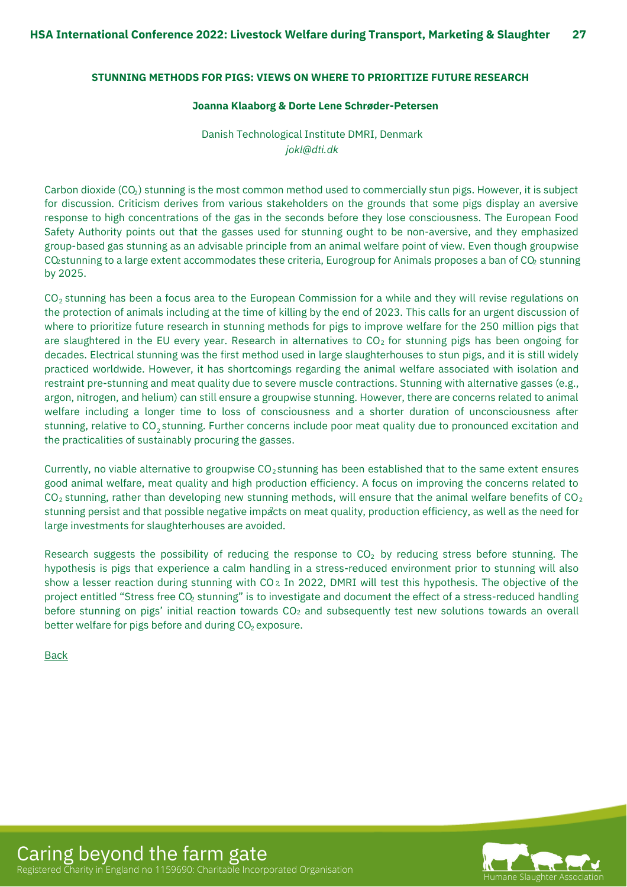## STUNNING METHODS FOR PIGS: VIEWS ON WHERE TO PRIORITIZE FUTURE RESEARCH

**Joanna Klaaborg & Dorte Lene Schrøder-Petersen**

Danish Technological Institute DMRI, Denmark
*jokl@dti.dk*

Carbon dioxide ($CO_2$) stunning is the most common method used to commercially stun pigs. However, it is subject for discussion. Criticism derives from various stakeholders on the grounds that some pigs display an aversive response to high concentrations of the gas in the seconds before they lose consciousness. The European Food Safety Authority points out that the gasses used for stunning ought to be non-aversive, and they emphasized group-based gas stunning as an advisable principle from an animal welfare point of view. Even though groupwise $CO_2$ stunning to a large extent accommodates these criteria, Eurogroup for Animals proposes a ban of $CO_2$ stunning by 2025.

$CO_2$ stunning has been a focus area to the European Commission for a while and they will revise regulations on the protection of animals including at the time of killing by the end of 2023. This calls for an urgent discussion of where to prioritize future research in stunning methods for pigs to improve welfare for the 250 million pigs that are slaughtered in the EU every year. Research in alternatives to $CO_2$ for stunning pigs has been ongoing for decades. Electrical stunning was the first method used in large slaughterhouses to stun pigs, and it is still widely practiced worldwide. However, it has shortcomings regarding the animal welfare associated with isolation and restraint pre-stunning and meat quality due to severe muscle contractions. Stunning with alternative gasses (e.g., argon, nitrogen, and helium) can still ensure a groupwise stunning. However, there are concerns related to animal welfare including a longer time to loss of consciousness and a shorter duration of unconsciousness after stunning, relative to $CO_2$ stunning. Further concerns include poor meat quality due to pronounced excitation and the practicalities of sustainably procuring the gasses.

Currently, no viable alternative to groupwise $CO_2$ stunning has been established that to the same extent ensures good animal welfare, meat quality and high production efficiency. A focus on improving the concerns related to $CO_2$ stunning, rather than developing new stunning methods, will ensure that the animal welfare benefits of $CO_2$ stunning persist and that possible negative impacts on meat quality, production efficiency, as well as the need for large investments for slaughterhouses are avoided.

Research suggests the possibility of reducing the response to $CO_2$ by reducing stress before stunning. The hypothesis is pigs that experience a calm handling in a stress-reduced environment prior to stunning will also show a lesser reaction during stunning with $CO_2$. In 2022, DMRI will test this hypothesis. The objective of the project entitled "Stress free $CO_2$ stunning" is to investigate and document the effect of a stress-reduced handling before stunning on pigs' initial reaction towards $CO_2$ and subsequently test new solutions towards an overall better welfare for pigs before and during $CO_2$ exposure.

Back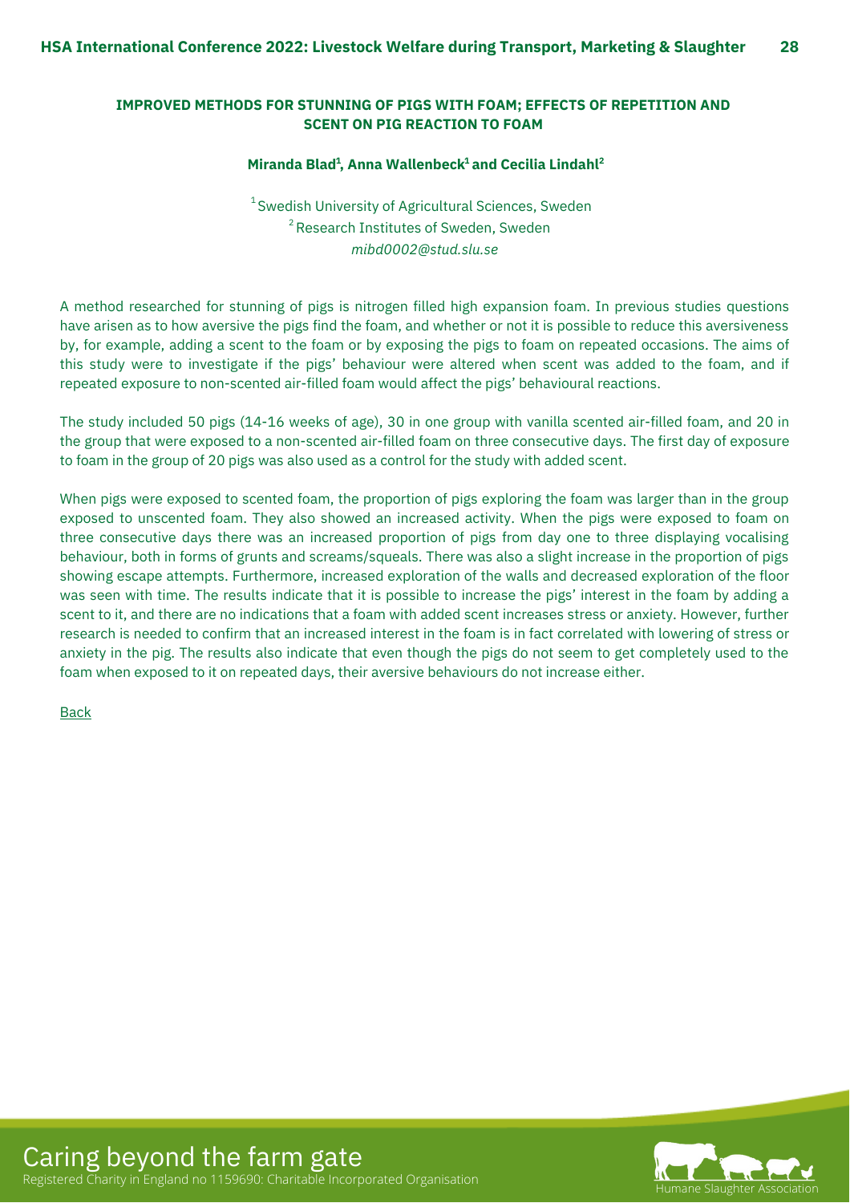## IMPROVED METHODS FOR STUNNING OF PIGS WITH FOAM; EFFECTS OF REPETITION AND SCENT ON PIG REACTION TO FOAM

**Miranda Blad[1], Anna Wallenbeck[1] and Cecilia Lindahl[2]**

[1] Swedish University of Agricultural Sciences, Sweden
[2] Research Institutes of Sweden, Sweden
*mibd0002@stud.slu.se*

A method researched for stunning of pigs is nitrogen filled high expansion foam. In previous studies questions have arisen as to how aversive the pigs find the foam, and whether or not it is possible to reduce this aversiveness by, for example, adding a scent to the foam or by exposing the pigs to foam on repeated occasions. The aims of this study were to investigate if the pigs' behaviour were altered when scent was added to the foam, and if repeated exposure to non-scented air-filled foam would affect the pigs' behavioural reactions.

The study included 50 pigs (14-16 weeks of age), 30 in one group with vanilla scented air-filled foam, and 20 in the group that were exposed to a non-scented air-filled foam on three consecutive days. The first day of exposure to foam in the group of 20 pigs was also used as a control for the study with added scent.

When pigs were exposed to scented foam, the proportion of pigs exploring the foam was larger than in the group exposed to unscented foam. They also showed an increased activity. When the pigs were exposed to foam on three consecutive days there was an increased proportion of pigs from day one to three displaying vocalising behaviour, both in forms of grunts and screams/squeals. There was also a slight increase in the proportion of pigs showing escape attempts. Furthermore, increased exploration of the walls and decreased exploration of the floor was seen with time. The results indicate that it is possible to increase the pigs' interest in the foam by adding a scent to it, and there are no indications that a foam with added scent increases stress or anxiety. However, further research is needed to confirm that an increased interest in the foam is in fact correlated with lowering of stress or anxiety in the pig. The results also indicate that even though the pigs do not seem to get completely used to the foam when exposed to it on repeated days, their aversive behaviours do not increase either.

Back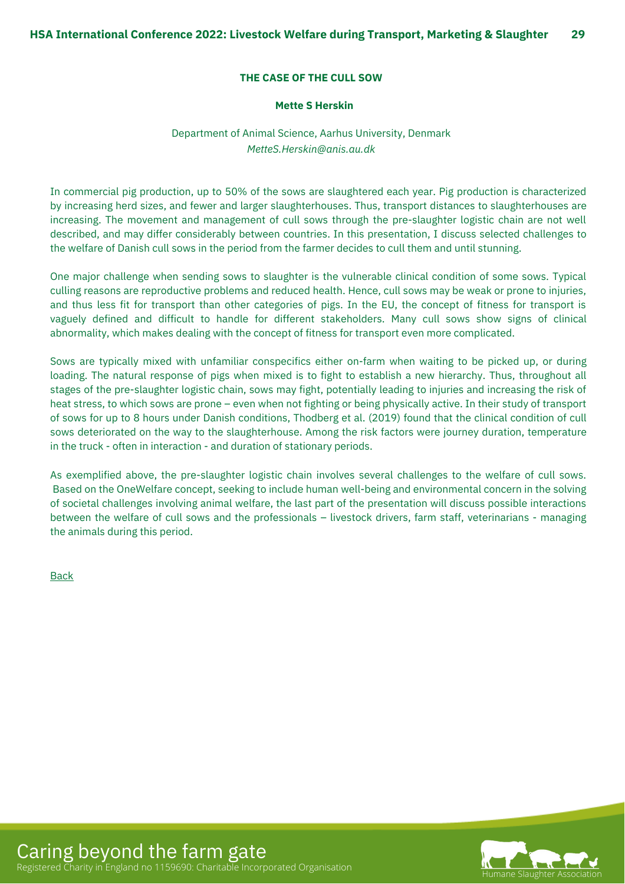## THE CASE OF THE CULL SOW

**Mette S Herskin**

Department of Animal Science, Aarhus University, Denmark
*MetteS.Herskin@anis.au.dk*

In commercial pig production, up to 50% of the sows are slaughtered each year. Pig production is characterized by increasing herd sizes, and fewer and larger slaughterhouses. Thus, transport distances to slaughterhouses are increasing. The movement and management of cull sows through the pre-slaughter logistic chain are not well described, and may differ considerably between countries. In this presentation, I discuss selected challenges to the welfare of Danish cull sows in the period from the farmer decides to cull them and until stunning.

One major challenge when sending sows to slaughter is the vulnerable clinical condition of some sows. Typical culling reasons are reproductive problems and reduced health. Hence, cull sows may be weak or prone to injuries, and thus less fit for transport than other categories of pigs. In the EU, the concept of fitness for transport is vaguely defined and difficult to handle for different stakeholders. Many cull sows show signs of clinical abnormality, which makes dealing with the concept of fitness for transport even more complicated.

Sows are typically mixed with unfamiliar conspecifics either on-farm when waiting to be picked up, or during loading. The natural response of pigs when mixed is to fight to establish a new hierarchy. Thus, throughout all stages of the pre-slaughter logistic chain, sows may fight, potentially leading to injuries and increasing the risk of heat stress, to which sows are prone – even when not fighting or being physically active. In their study of transport of sows for up to 8 hours under Danish conditions, Thodberg et al. (2019) found that the clinical condition of cull sows deteriorated on the way to the slaughterhouse. Among the risk factors were journey duration, temperature in the truck - often in interaction - and duration of stationary periods.

As exemplified above, the pre-slaughter logistic chain involves several challenges to the welfare of cull sows. Based on the OneWelfare concept, seeking to include human well-being and environmental concern in the solving of societal challenges involving animal welfare, the last part of the presentation will discuss possible interactions between the welfare of cull sows and the professionals – livestock drivers, farm staff, veterinarians - managing the animals during this period.

Back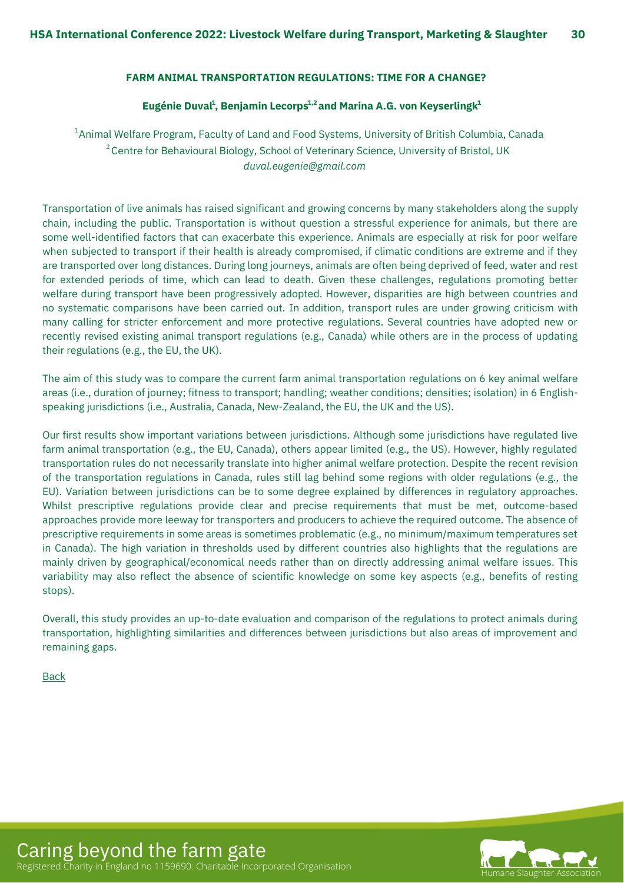## FARM ANIMAL TRANSPORTATION REGULATIONS: TIME FOR A CHANGE?

**Eugénie Duval[1], Benjamin Lecorps[1,2] and Marina A.G. von Keyserlingk[1]**

[1] Animal Welfare Program, Faculty of Land and Food Systems, University of British Columbia, Canada
[2] Centre for Behavioural Biology, School of Veterinary Science, University of Bristol, UK
*duval.eugenie@gmail.com*

Transportation of live animals has raised significant and growing concerns by many stakeholders along the supply chain, including the public. Transportation is without question a stressful experience for animals, but there are some well-identified factors that can exacerbate this experience. Animals are especially at risk for poor welfare when subjected to transport if their health is already compromised, if climatic conditions are extreme and if they are transported over long distances. During long journeys, animals are often being deprived of feed, water and rest for extended periods of time, which can lead to death. Given these challenges, regulations promoting better welfare during transport have been progressively adopted. However, disparities are high between countries and no systematic comparisons have been carried out. In addition, transport rules are under growing criticism with many calling for stricter enforcement and more protective regulations. Several countries have adopted new or recently revised existing animal transport regulations (e.g., Canada) while others are in the process of updating their regulations (e.g., the EU, the UK).

The aim of this study was to compare the current farm animal transportation regulations on 6 key animal welfare areas (i.e., duration of journey; fitness to transport; handling; weather conditions; densities; isolation) in 6 English-speaking jurisdictions (i.e., Australia, Canada, New-Zealand, the EU, the UK and the US).

Our first results show important variations between jurisdictions. Although some jurisdictions have regulated live farm animal transportation (e.g., the EU, Canada), others appear limited (e.g., the US). However, highly regulated transportation rules do not necessarily translate into higher animal welfare protection. Despite the recent revision of the transportation regulations in Canada, rules still lag behind some regions with older regulations (e.g., the EU). Variation between jurisdictions can be to some degree explained by differences in regulatory approaches. Whilst prescriptive regulations provide clear and precise requirements that must be met, outcome-based approaches provide more leeway for transporters and producers to achieve the required outcome. The absence of prescriptive requirements in some areas is sometimes problematic (e.g., no minimum/maximum temperatures set in Canada). The high variation in thresholds used by different countries also highlights that the regulations are mainly driven by geographical/economical needs rather than on directly addressing animal welfare issues. This variability may also reflect the absence of scientific knowledge on some key aspects (e.g., benefits of resting stops).

Overall, this study provides an up-to-date evaluation and comparison of the regulations to protect animals during transportation, highlighting similarities and differences between jurisdictions but also areas of improvement and remaining gaps.

Back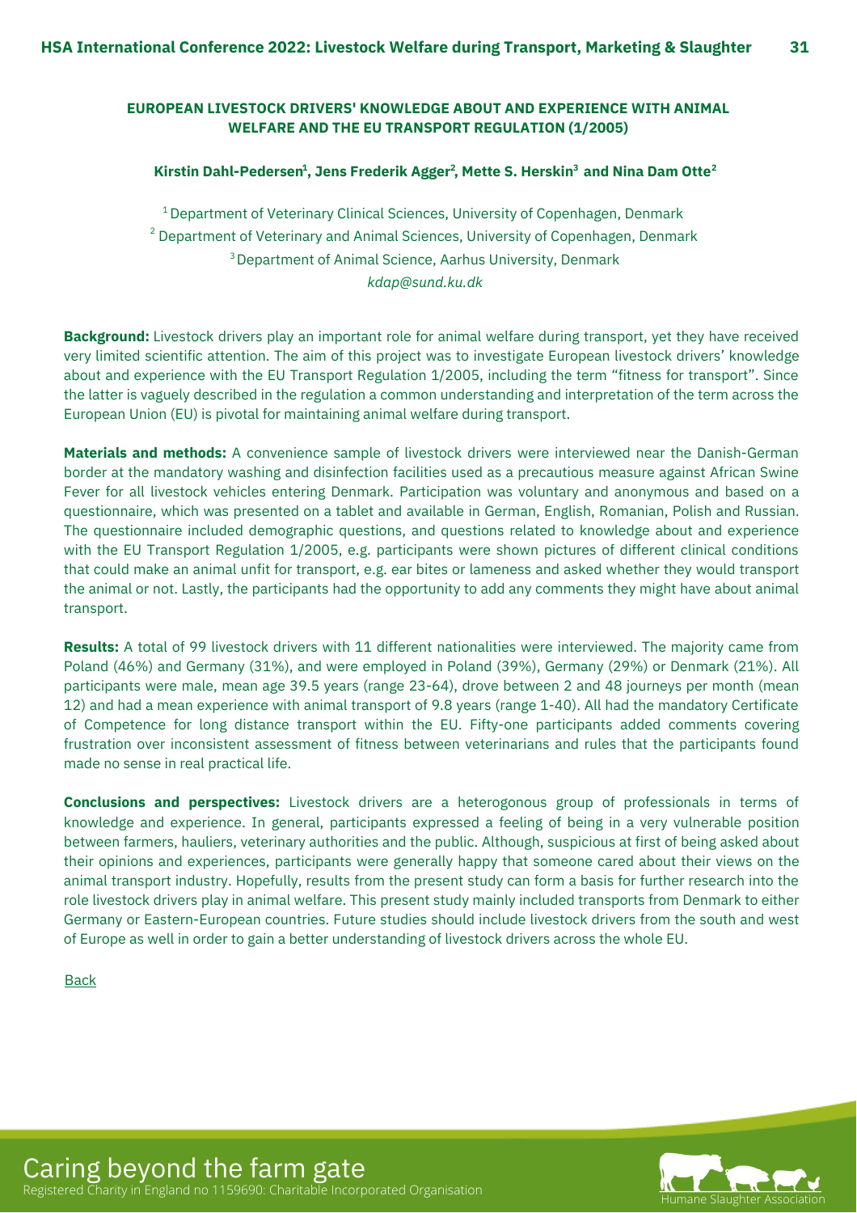## EUROPEAN LIVESTOCK DRIVERS' KNOWLEDGE ABOUT AND EXPERIENCE WITH ANIMAL WELFARE AND THE EU TRANSPORT REGULATION (1/2005)

**Kirstin Dahl-Pedersen[1], Jens Frederik Agger[2], Mette S. Herskin[3] and Nina Dam Otte[2]**

[1] Department of Veterinary Clinical Sciences, University of Copenhagen, Denmark
[2] Department of Veterinary and Animal Sciences, University of Copenhagen, Denmark
[3] Department of Animal Science, Aarhus University, Denmark
*kdap@sund.ku.dk*

**Background:** Livestock drivers play an important role for animal welfare during transport, yet they have received very limited scientific attention. The aim of this project was to investigate European livestock drivers' knowledge about and experience with the EU Transport Regulation 1/2005, including the term "fitness for transport". Since the latter is vaguely described in the regulation a common understanding and interpretation of the term across the European Union (EU) is pivotal for maintaining animal welfare during transport.

**Materials and methods:** A convenience sample of livestock drivers were interviewed near the Danish-German border at the mandatory washing and disinfection facilities used as a precautious measure against African Swine Fever for all livestock vehicles entering Denmark. Participation was voluntary and anonymous and based on a questionnaire, which was presented on a tablet and available in German, English, Romanian, Polish and Russian. The questionnaire included demographic questions, and questions related to knowledge about and experience with the EU Transport Regulation 1/2005, e.g. participants were shown pictures of different clinical conditions that could make an animal unfit for transport, e.g. ear bites or lameness and asked whether they would transport the animal or not. Lastly, the participants had the opportunity to add any comments they might have about animal transport.

**Results:** A total of 99 livestock drivers with 11 different nationalities were interviewed. The majority came from Poland (46%) and Germany (31%), and were employed in Poland (39%), Germany (29%) or Denmark (21%). All participants were male, mean age 39.5 years (range 23-64), drove between 2 and 48 journeys per month (mean 12) and had a mean experience with animal transport of 9.8 years (range 1-40). All had the mandatory Certificate of Competence for long distance transport within the EU. Fifty-one participants added comments covering frustration over inconsistent assessment of fitness between veterinarians and rules that the participants found made no sense in real practical life.

**Conclusions and perspectives:** Livestock drivers are a heterogonous group of professionals in terms of knowledge and experience. In general, participants expressed a feeling of being in a very vulnerable position between farmers, hauliers, veterinary authorities and the public. Although, suspicious at first of being asked about their opinions and experiences, participants were generally happy that someone cared about their views on the animal transport industry. Hopefully, results from the present study can form a basis for further research into the role livestock drivers play in animal welfare. This present study mainly included transports from Denmark to either Germany or Eastern-European countries. Future studies should include livestock drivers from the south and west of Europe as well in order to gain a better understanding of livestock drivers across the whole EU.

Back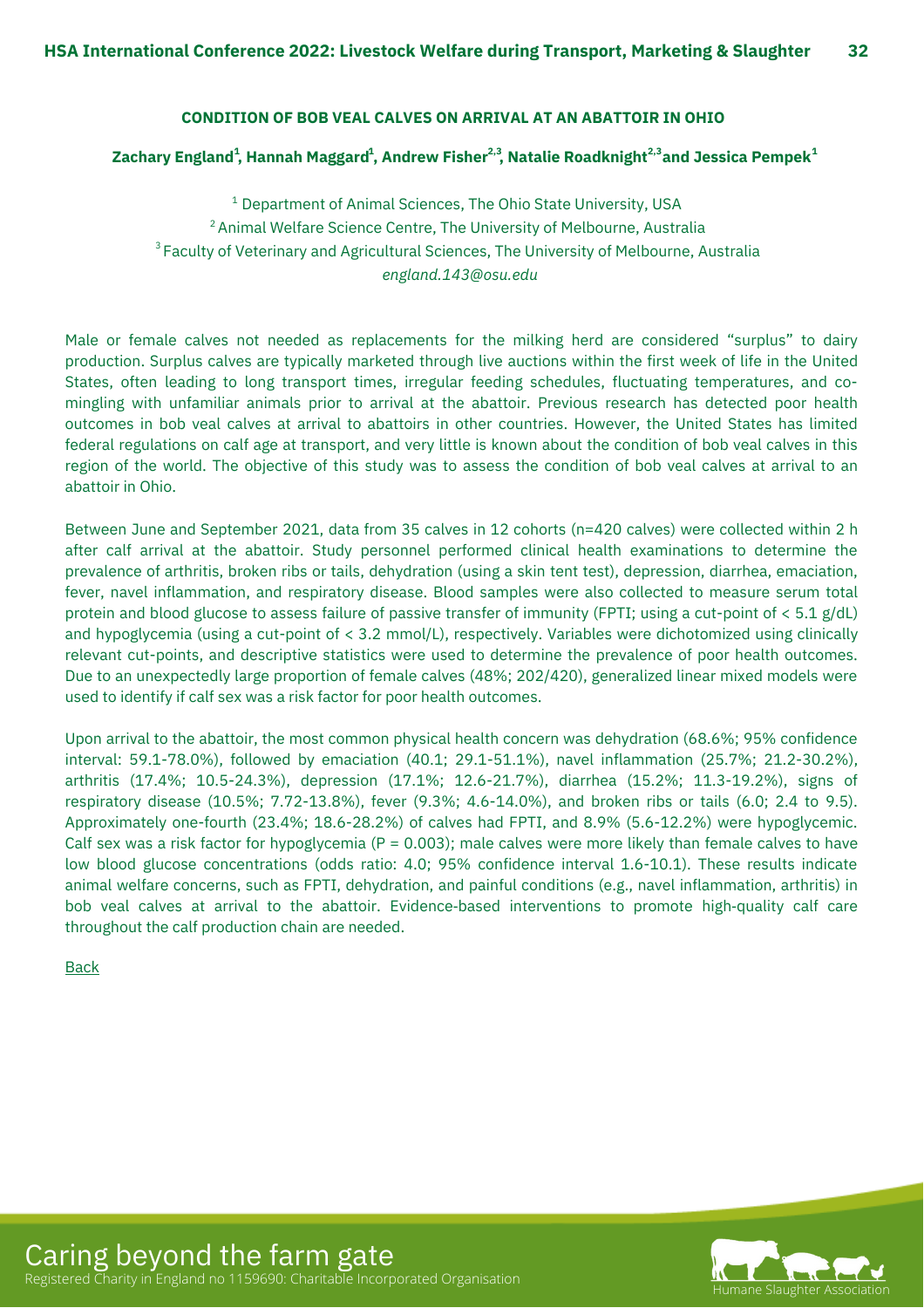## CONDITION OF BOB VEAL CALVES ON ARRIVAL AT AN ABATTOIR IN OHIO

**Zachary England[1], Hannah Maggard[1], Andrew Fisher[2,3], Natalie Roadknight[2,3] and Jessica Pempek[1]**

[1] Department of Animal Sciences, The Ohio State University, USA
[2] Animal Welfare Science Centre, The University of Melbourne, Australia
[3] Faculty of Veterinary and Agricultural Sciences, The University of Melbourne, Australia
*england.143@osu.edu*

Male or female calves not needed as replacements for the milking herd are considered "surplus" to dairy production. Surplus calves are typically marketed through live auctions within the first week of life in the United States, often leading to long transport times, irregular feeding schedules, fluctuating temperatures, and co-mingling with unfamiliar animals prior to arrival at the abattoir. Previous research has detected poor health outcomes in bob veal calves at arrival to abattoirs in other countries. However, the United States has limited federal regulations on calf age at transport, and very little is known about the condition of bob veal calves in this region of the world. The objective of this study was to assess the condition of bob veal calves at arrival to an abattoir in Ohio.

Between June and September 2021, data from 35 calves in 12 cohorts (n=420 calves) were collected within 2 h after calf arrival at the abattoir. Study personnel performed clinical health examinations to determine the prevalence of arthritis, broken ribs or tails, dehydration (using a skin tent test), depression, diarrhea, emaciation, fever, navel inflammation, and respiratory disease. Blood samples were also collected to measure serum total protein and blood glucose to assess failure of passive transfer of immunity (FPTI; using a cut-point of < 5.1 g/dL) and hypoglycemia (using a cut-point of < 3.2 mmol/L), respectively. Variables were dichotomized using clinically relevant cut-points, and descriptive statistics were used to determine the prevalence of poor health outcomes. Due to an unexpectedly large proportion of female calves (48%; 202/420), generalized linear mixed models were used to identify if calf sex was a risk factor for poor health outcomes.

Upon arrival to the abattoir, the most common physical health concern was dehydration (68.6%; 95% confidence interval: 59.1-78.0%), followed by emaciation (40.1; 29.1-51.1%), navel inflammation (25.7%; 21.2-30.2%), arthritis (17.4%; 10.5-24.3%), depression (17.1%; 12.6-21.7%), diarrhea (15.2%; 11.3-19.2%), signs of respiratory disease (10.5%; 7.72-13.8%), fever (9.3%; 4.6-14.0%), and broken ribs or tails (6.0; 2.4 to 9.5). Approximately one-fourth (23.4%; 18.6-28.2%) of calves had FPTI, and 8.9% (5.6-12.2%) were hypoglycemic. Calf sex was a risk factor for hypoglycemia ($P = 0.003$); male calves were more likely than female calves to have low blood glucose concentrations (odds ratio: 4.0; 95% confidence interval 1.6-10.1). These results indicate animal welfare concerns, such as FPTI, dehydration, and painful conditions (e.g., navel inflammation, arthritis) in bob veal calves at arrival to the abattoir. Evidence-based interventions to promote high-quality calf care throughout the calf production chain are needed.

Back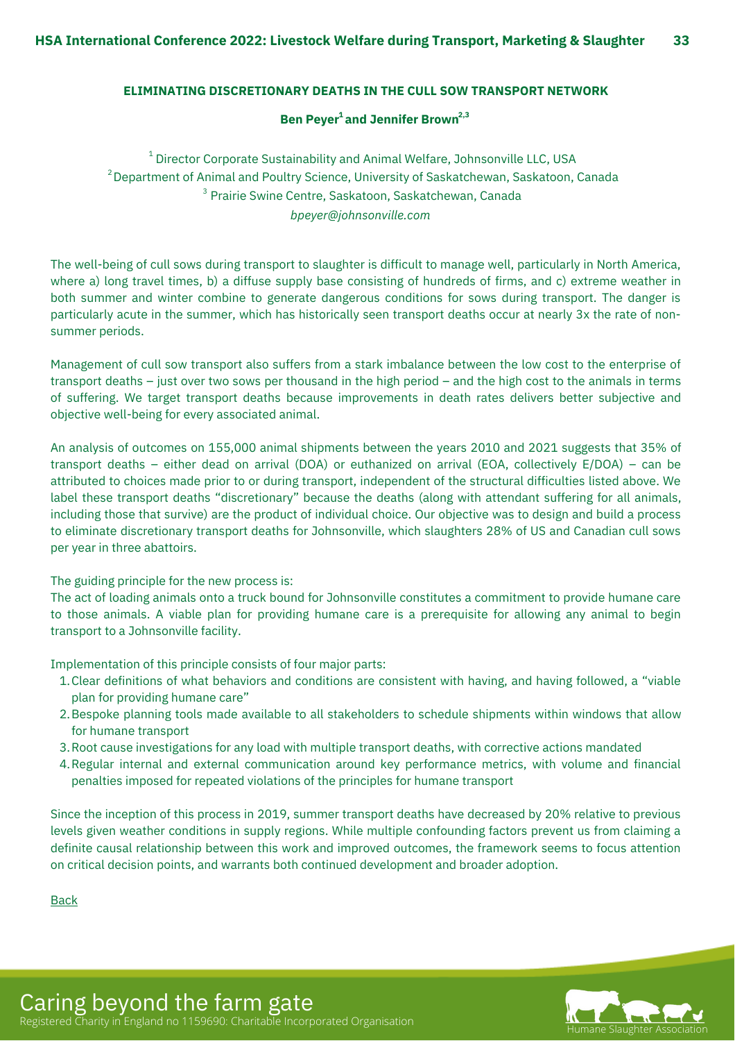## ELIMINATING DISCRETIONARY DEATHS IN THE CULL SOW TRANSPORT NETWORK

**Ben Peyer[1] and Jennifer Brown[2,3]**

[1] Director Corporate Sustainability and Animal Welfare, Johnsonville LLC, USA
[2] Department of Animal and Poultry Science, University of Saskatchewan, Saskatoon, Canada
[3] Prairie Swine Centre, Saskatoon, Saskatchewan, Canada
*bpeyer@johnsonville.com*

The well-being of cull sows during transport to slaughter is difficult to manage well, particularly in North America, where a) long travel times, b) a diffuse supply base consisting of hundreds of firms, and c) extreme weather in both summer and winter combine to generate dangerous conditions for sows during transport. The danger is particularly acute in the summer, which has historically seen transport deaths occur at nearly 3x the rate of non-summer periods.

Management of cull sow transport also suffers from a stark imbalance between the low cost to the enterprise of transport deaths – just over two sows per thousand in the high period – and the high cost to the animals in terms of suffering. We target transport deaths because improvements in death rates delivers better subjective and objective well-being for every associated animal.

An analysis of outcomes on 155,000 animal shipments between the years 2010 and 2021 suggests that 35% of transport deaths – either dead on arrival (DOA) or euthanized on arrival (EOA, collectively E/DOA) – can be attributed to choices made prior to or during transport, independent of the structural difficulties listed above. We label these transport deaths "discretionary" because the deaths (along with attendant suffering for all animals, including those that survive) are the product of individual choice. Our objective was to design and build a process to eliminate discretionary transport deaths for Johnsonville, which slaughters 28% of US and Canadian cull sows per year in three abattoirs.

The guiding principle for the new process is:
The act of loading animals onto a truck bound for Johnsonville constitutes a commitment to provide humane care to those animals. A viable plan for providing humane care is a prerequisite for allowing any animal to begin transport to a Johnsonville facility.

Implementation of this principle consists of four major parts:

1. Clear definitions of what behaviors and conditions are consistent with having, and having followed, a "viable plan for providing humane care"
2. Bespoke planning tools made available to all stakeholders to schedule shipments within windows that allow for humane transport
3. Root cause investigations for any load with multiple transport deaths, with corrective actions mandated
4. Regular internal and external communication around key performance metrics, with volume and financial penalties imposed for repeated violations of the principles for humane transport

Since the inception of this process in 2019, summer transport deaths have decreased by 20% relative to previous levels given weather conditions in supply regions. While multiple confounding factors prevent us from claiming a definite causal relationship between this work and improved outcomes, the framework seems to focus attention on critical decision points, and warrants both continued development and broader adoption.

Back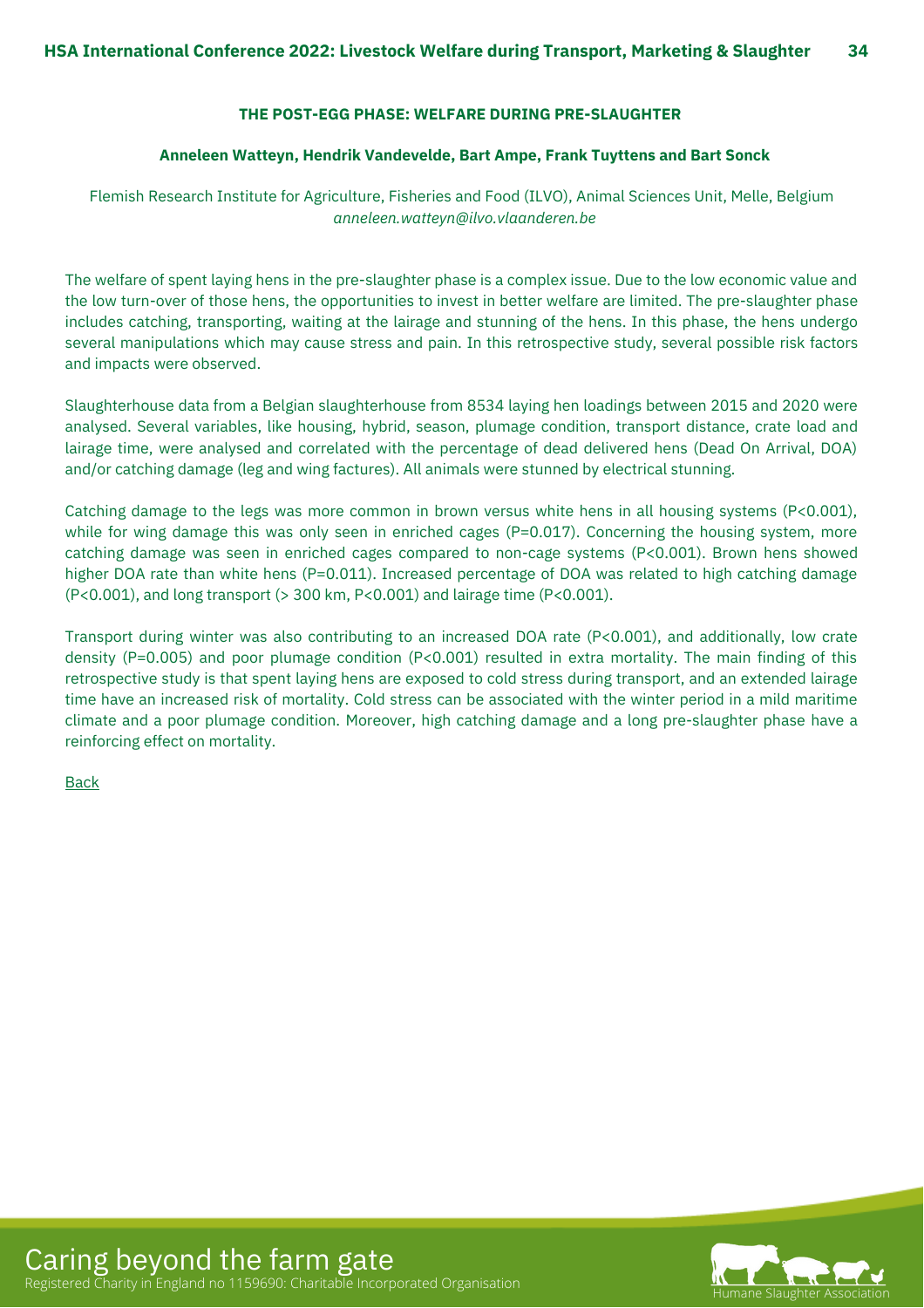## THE POST-EGG PHASE: WELFARE DURING PRE-SLAUGHTER

**Anneleen Watteyn, Hendrik Vandevelde, Bart Ampe, Frank Tuyttens and Bart Sonck**

Flemish Research Institute for Agriculture, Fisheries and Food (ILVO), Animal Sciences Unit, Melle, Belgium
*anneleen.watteyn@ilvo.vlaanderen.be*

The welfare of spent laying hens in the pre-slaughter phase is a complex issue. Due to the low economic value and the low turn-over of those hens, the opportunities to invest in better welfare are limited. The pre-slaughter phase includes catching, transporting, waiting at the lairage and stunning of the hens. In this phase, the hens undergo several manipulations which may cause stress and pain. In this retrospective study, several possible risk factors and impacts were observed.

Slaughterhouse data from a Belgian slaughterhouse from 8534 laying hen loadings between 2015 and 2020 were analysed. Several variables, like housing, hybrid, season, plumage condition, transport distance, crate load and lairage time, were analysed and correlated with the percentage of dead delivered hens (Dead On Arrival, DOA) and/or catching damage (leg and wing factures). All animals were stunned by electrical stunning.

Catching damage to the legs was more common in brown versus white hens in all housing systems ($P<0.001$), while for wing damage this was only seen in enriched cages ($P=0.017$). Concerning the housing system, more catching damage was seen in enriched cages compared to non-cage systems ($P<0.001$). Brown hens showed higher DOA rate than white hens ($P=0.011$). Increased percentage of DOA was related to high catching damage ($P<0.001$), and long transport (> 300 km, $P<0.001$) and lairage time ($P<0.001$).

Transport during winter was also contributing to an increased DOA rate ($P<0.001$), and additionally, low crate density ($P=0.005$) and poor plumage condition ($P<0.001$) resulted in extra mortality. The main finding of this retrospective study is that spent laying hens are exposed to cold stress during transport, and an extended lairage time have an increased risk of mortality. Cold stress can be associated with the winter period in a mild maritime climate and a poor plumage condition. Moreover, high catching damage and a long pre-slaughter phase have a reinforcing effect on mortality.

Back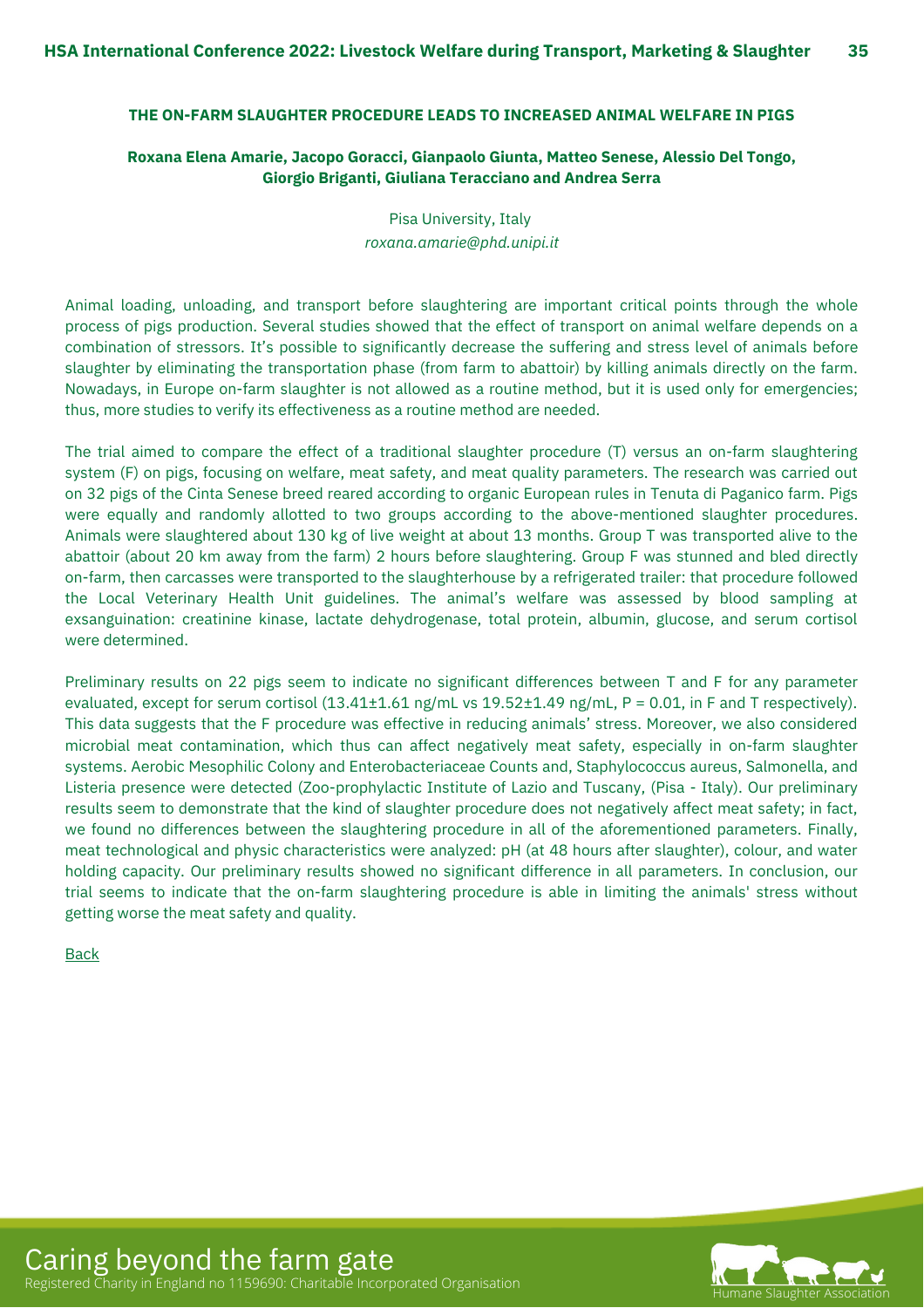## THE ON-FARM SLAUGHTER PROCEDURE LEADS TO INCREASED ANIMAL WELFARE IN PIGS

**Roxana Elena Amarie, Jacopo Goracci, Gianpaolo Giunta, Matteo Senese, Alessio Del Tongo, Giorgio Briganti, Giuliana Teracciano and Andrea Serra**

Pisa University, Italy
*roxana.amarie@phd.unipi.it*

Animal loading, unloading, and transport before slaughtering are important critical points through the whole process of pigs production. Several studies showed that the effect of transport on animal welfare depends on a combination of stressors. It's possible to significantly decrease the suffering and stress level of animals before slaughter by eliminating the transportation phase (from farm to abattoir) by killing animals directly on the farm. Nowadays, in Europe on-farm slaughter is not allowed as a routine method, but it is used only for emergencies; thus, more studies to verify its effectiveness as a routine method are needed.

The trial aimed to compare the effect of a traditional slaughter procedure (T) versus an on-farm slaughtering system (F) on pigs, focusing on welfare, meat safety, and meat quality parameters. The research was carried out on 32 pigs of the Cinta Senese breed reared according to organic European rules in Tenuta di Paganico farm. Pigs were equally and randomly allotted to two groups according to the above-mentioned slaughter procedures. Animals were slaughtered about 130 kg of live weight at about 13 months. Group T was transported alive to the abattoir (about 20 km away from the farm) 2 hours before slaughtering. Group F was stunned and bled directly on-farm, then carcasses were transported to the slaughterhouse by a refrigerated trailer: that procedure followed the Local Veterinary Health Unit guidelines. The animal's welfare was assessed by blood sampling at exsanguination: creatinine kinase, lactate dehydrogenase, total protein, albumin, glucose, and serum cortisol were determined.

Preliminary results on 22 pigs seem to indicate no significant differences between T and F for any parameter evaluated, except for serum cortisol (13.41±1.61 ng/mL vs 19.52±1.49 ng/mL, P = 0.01, in F and T respectively). This data suggests that the F procedure was effective in reducing animals' stress. Moreover, we also considered microbial meat contamination, which thus can affect negatively meat safety, especially in on-farm slaughter systems. Aerobic Mesophilic Colony and Enterobacteriaceae Counts and, Staphylococcus aureus, Salmonella, and Listeria presence were detected (Zoo-prophylactic Institute of Lazio and Tuscany, (Pisa - Italy). Our preliminary results seem to demonstrate that the kind of slaughter procedure does not negatively affect meat safety; in fact, we found no differences between the slaughtering procedure in all of the aforementioned parameters. Finally, meat technological and physic characteristics were analyzed: pH (at 48 hours after slaughter), colour, and water holding capacity. Our preliminary results showed no significant difference in all parameters. In conclusion, our trial seems to indicate that the on-farm slaughtering procedure is able in limiting the animals' stress without getting worse the meat safety and quality.

Back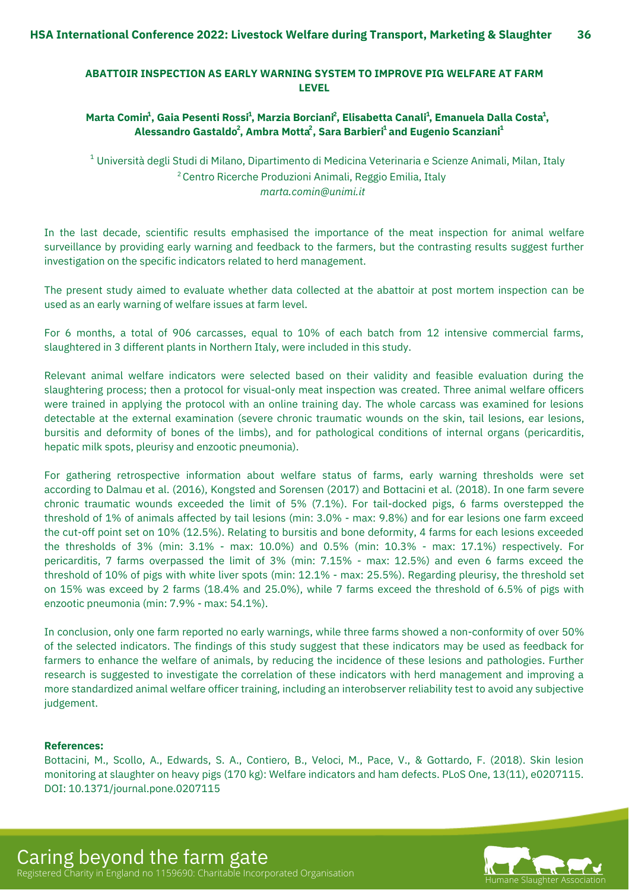## ABATTOIR INSPECTION AS EARLY WARNING SYSTEM TO IMPROVE PIG WELFARE AT FARM LEVEL

**Marta Comin[1], Gaia Pesenti Rossi[1], Marzia Borciani[2], Elisabetta Canali[1], Emanuela Dalla Costa[1], Alessandro Gastaldo[2], Ambra Motta[2], Sara Barbieri[1] and Eugenio Scanziani[1]**

[1] Università degli Studi di Milano, Dipartimento di Medicina Veterinaria e Scienze Animali, Milan, Italy
[2] Centro Ricerche Produzioni Animali, Reggio Emilia, Italy
*marta.comin@unimi.it*

In the last decade, scientific results emphasised the importance of the meat inspection for animal welfare surveillance by providing early warning and feedback to the farmers, but the contrasting results suggest further investigation on the specific indicators related to herd management.

The present study aimed to evaluate whether data collected at the abattoir at post mortem inspection can be used as an early warning of welfare issues at farm level.

For 6 months, a total of 906 carcasses, equal to 10% of each batch from 12 intensive commercial farms, slaughtered in 3 different plants in Northern Italy, were included in this study.

Relevant animal welfare indicators were selected based on their validity and feasible evaluation during the slaughtering process; then a protocol for visual-only meat inspection was created. Three animal welfare officers were trained in applying the protocol with an online training day. The whole carcass was examined for lesions detectable at the external examination (severe chronic traumatic wounds on the skin, tail lesions, ear lesions, bursitis and deformity of bones of the limbs), and for pathological conditions of internal organs (pericarditis, hepatic milk spots, pleurisy and enzootic pneumonia).

For gathering retrospective information about welfare status of farms, early warning thresholds were set according to Dalmau et al. (2016), Kongsted and Sorensen (2017) and Bottacini et al. (2018). In one farm severe chronic traumatic wounds exceeded the limit of 5% (7.1%). For tail-docked pigs, 6 farms overstepped the threshold of 1% of animals affected by tail lesions (min: 3.0% - max: 9.8%) and for ear lesions one farm exceed the cut-off point set on 10% (12.5%). Relating to bursitis and bone deformity, 4 farms for each lesions exceeded the thresholds of 3% (min: 3.1% - max: 10.0%) and 0.5% (min: 10.3% - max: 17.1%) respectively. For pericarditis, 7 farms overpassed the limit of 3% (min: 7.15% - max: 12.5%) and even 6 farms exceed the threshold of 10% of pigs with white liver spots (min: 12.1% - max: 25.5%). Regarding pleurisy, the threshold set on 15% was exceed by 2 farms (18.4% and 25.0%), while 7 farms exceed the threshold of 6.5% of pigs with enzootic pneumonia (min: 7.9% - max: 54.1%).

In conclusion, only one farm reported no early warnings, while three farms showed a non-conformity of over 50% of the selected indicators. The findings of this study suggest that these indicators may be used as feedback for farmers to enhance the welfare of animals, by reducing the incidence of these lesions and pathologies. Further research is suggested to investigate the correlation of these indicators with herd management and improving a more standardized animal welfare officer training, including an interobserver reliability test to avoid any subjective judgement.

**References:**

Bottacini, M., Scollo, A., Edwards, S. A., Contiero, B., Veloci, M., Pace, V., & Gottardo, F. (2018). Skin lesion monitoring at slaughter on heavy pigs (170 kg): Welfare indicators and ham defects. PLoS One, 13(11), e0207115. DOI: 10.1371/journal.pone.0207115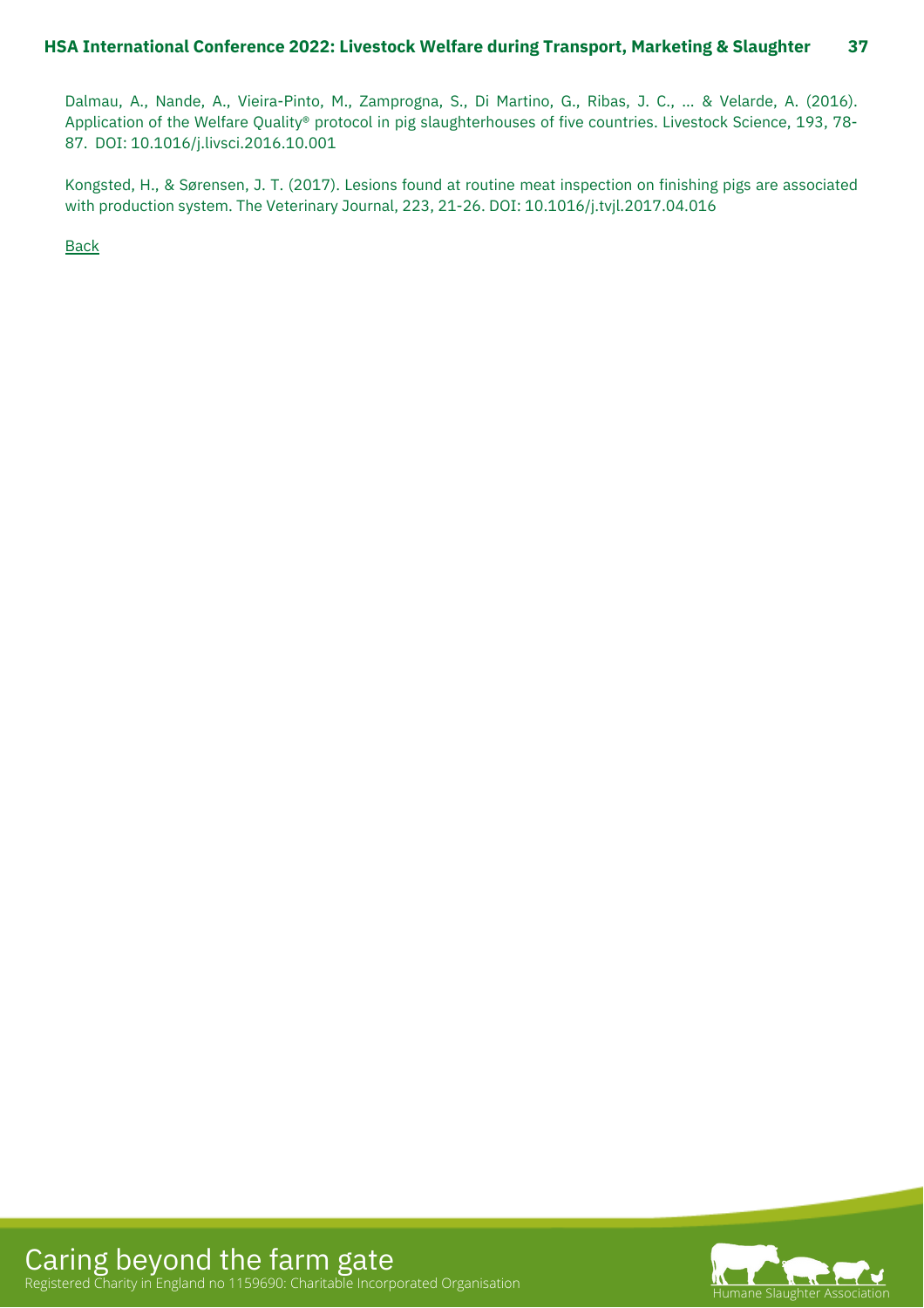Dalmau, A., Nande, A., Vieira-Pinto, M., Zamprogna, S., Di Martino, G., Ribas, J. C., ... & Velarde, A. (2016). Application of the Welfare Quality® protocol in pig slaughterhouses of five countries. Livestock Science, 193, 78-87. DOI: 10.1016/j.livsci.2016.10.001

Kongsted, H., & Sørensen, J. T. (2017). Lesions found at routine meat inspection on finishing pigs are associated with production system. The Veterinary Journal, 223, 21-26. DOI: 10.1016/j.tvjl.2017.04.016

Back